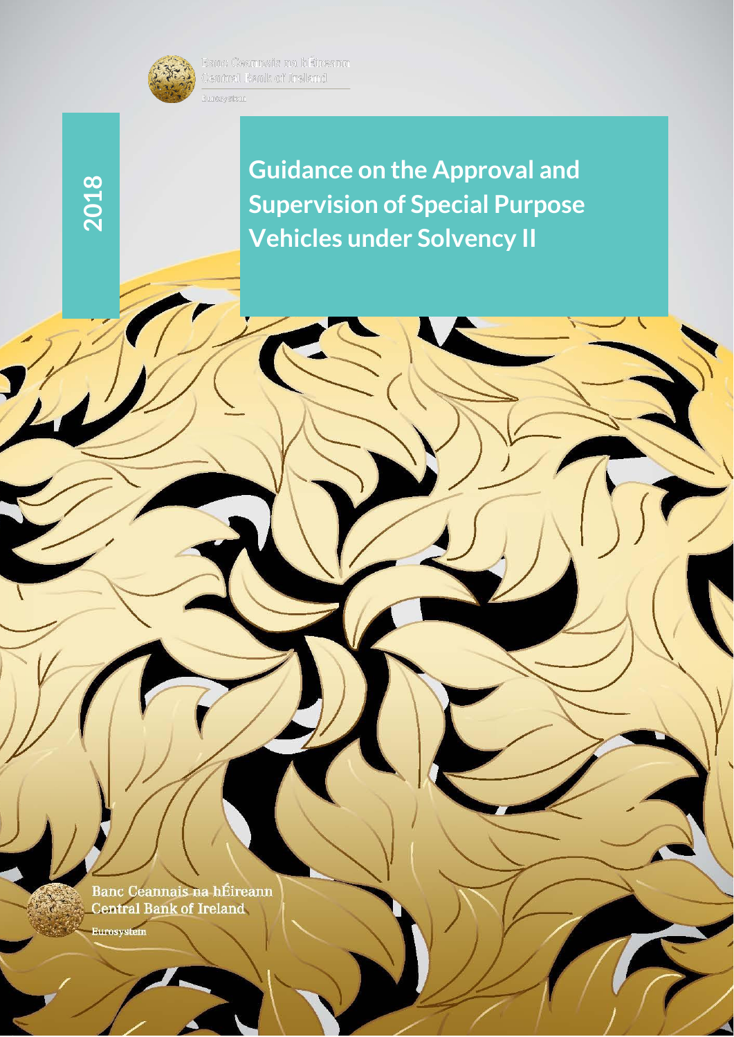Banc Ceannais na hÉireann
Central Bank of Ireland
Eurosystem

2018

# Guidance on the Approval and Supervision of Special Purpose Vehicles under Solvency II

Banc Ceannais na hÉireann
Central Bank of Ireland
Eurosystem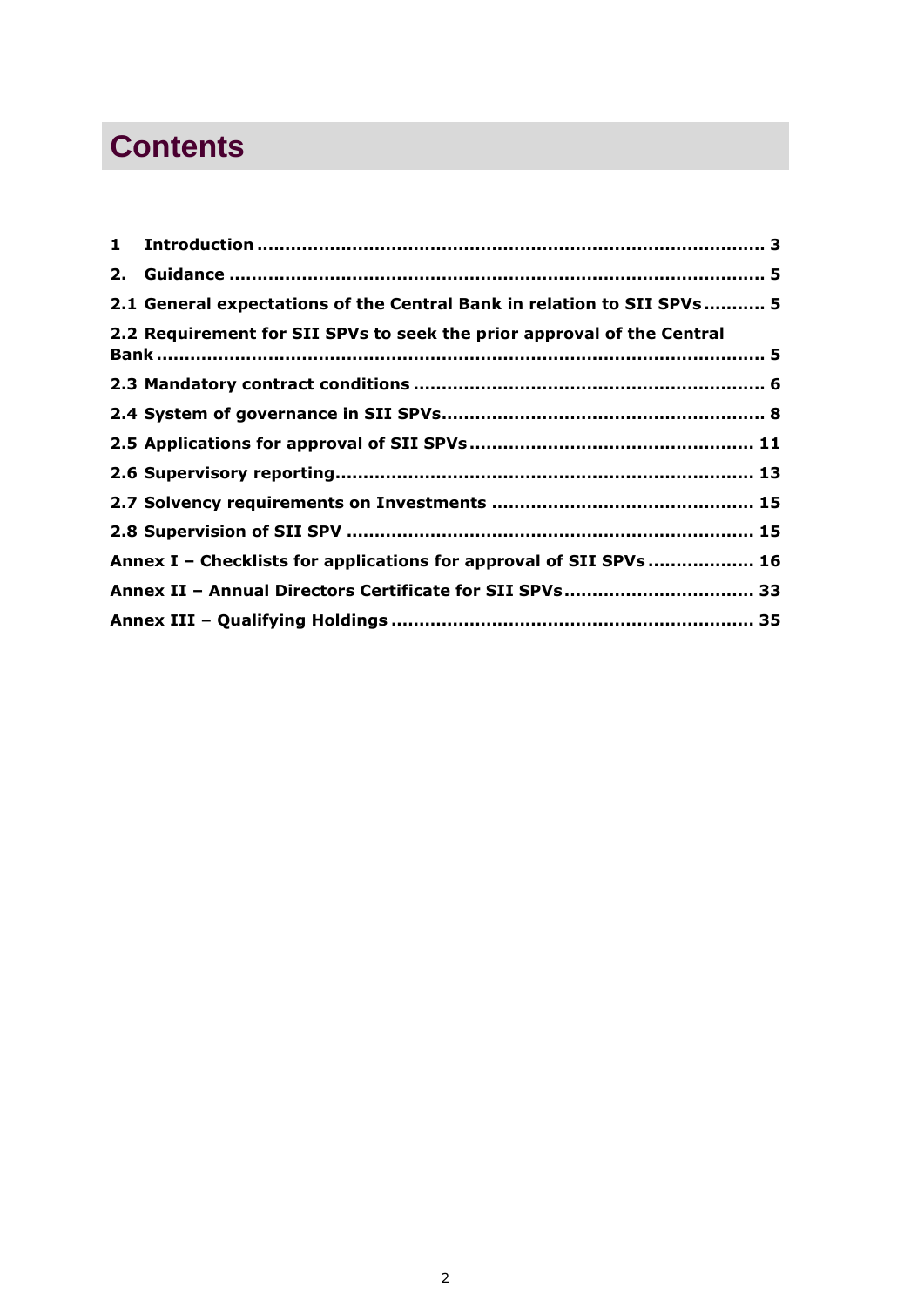# Contents

| | |
|---|---|
| **1 Introduction** | **3** |
| **2. Guidance** | **5** |
| **2.1 General expectations of the Central Bank in relation to SII SPVs** | **5** |
| **2.2 Requirement for SII SPVs to seek the prior approval of the Central Bank** | **5** |
| **2.3 Mandatory contract conditions** | **6** |
| **2.4 System of governance in SII SPVs** | **8** |
| **2.5 Applications for approval of SII SPVs** | **11** |
| **2.6 Supervisory reporting** | **13** |
| **2.7 Solvency requirements on Investments** | **15** |
| **2.8 Supervision of SII SPV** | **15** |
| **Annex I – Checklists for applications for approval of SII SPVs** | **16** |
| **Annex II – Annual Directors Certificate for SII SPVs** | **33** |
| **Annex III – Qualifying Holdings** | **35** |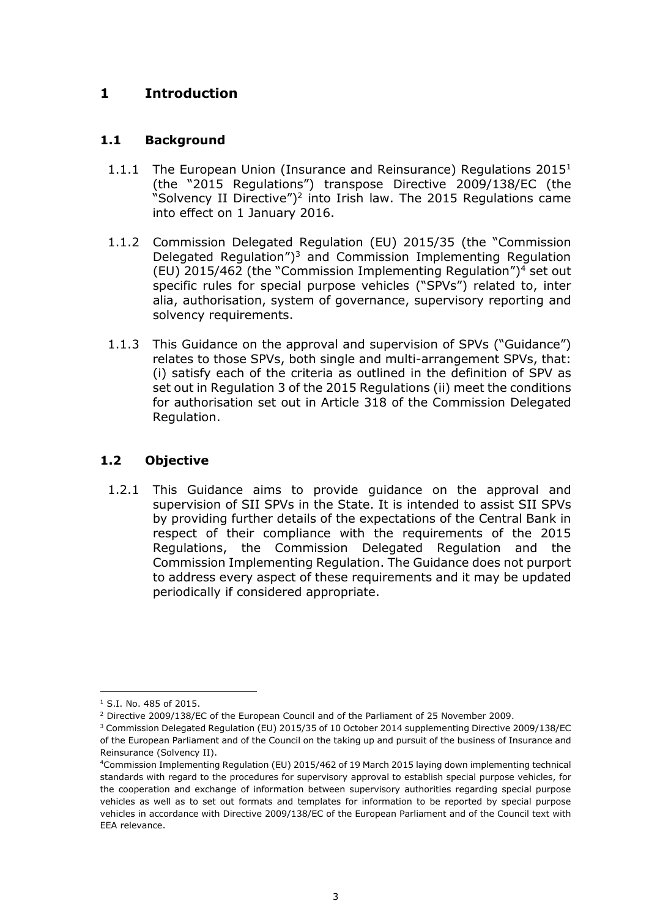# 1 Introduction

## 1.1 Background

1.1.1 The European Union (Insurance and Reinsurance) Regulations 2015[1] (the "2015 Regulations") transpose Directive 2009/138/EC (the "Solvency II Directive")[2] into Irish law. The 2015 Regulations came into effect on 1 January 2016.

1.1.2 Commission Delegated Regulation (EU) 2015/35 (the "Commission Delegated Regulation")[3] and Commission Implementing Regulation (EU) 2015/462 (the "Commission Implementing Regulation")[4] set out specific rules for special purpose vehicles ("SPVs") related to, inter alia, authorisation, system of governance, supervisory reporting and solvency requirements.

1.1.3 This Guidance on the approval and supervision of SPVs ("Guidance") relates to those SPVs, both single and multi-arrangement SPVs, that: (i) satisfy each of the criteria as outlined in the definition of SPV as set out in Regulation 3 of the 2015 Regulations (ii) meet the conditions for authorisation set out in Article 318 of the Commission Delegated Regulation.

## 1.2 Objective

1.2.1 This Guidance aims to provide guidance on the approval and supervision of SII SPVs in the State. It is intended to assist SII SPVs by providing further details of the expectations of the Central Bank in respect of their compliance with the requirements of the 2015 Regulations, the Commission Delegated Regulation and the Commission Implementing Regulation. The Guidance does not purport to address every aspect of these requirements and it may be updated periodically if considered appropriate.

---

[1] S.I. No. 485 of 2015.

[2] Directive 2009/138/EC of the European Council and of the Parliament of 25 November 2009.

[3] Commission Delegated Regulation (EU) 2015/35 of 10 October 2014 supplementing Directive 2009/138/EC of the European Parliament and of the Council on the taking up and pursuit of the business of Insurance and Reinsurance (Solvency II).

[4] Commission Implementing Regulation (EU) 2015/462 of 19 March 2015 laying down implementing technical standards with regard to the procedures for supervisory approval to establish special purpose vehicles, for the cooperation and exchange of information between supervisory authorities regarding special purpose vehicles as well as to set out formats and templates for information to be reported by special purpose vehicles in accordance with Directive 2009/138/EC of the European Parliament and of the Council text with EEA relevance.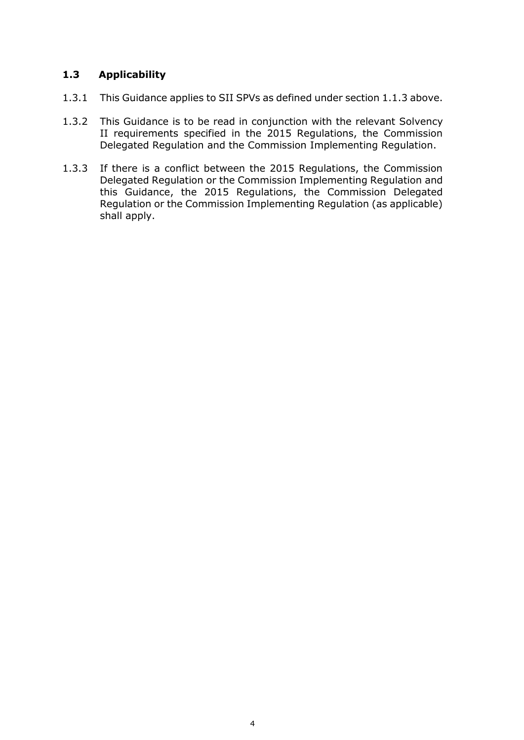## 1.3 Applicability

1.3.1 This Guidance applies to SII SPVs as defined under section 1.1.3 above.

1.3.2 This Guidance is to be read in conjunction with the relevant Solvency II requirements specified in the 2015 Regulations, the Commission Delegated Regulation and the Commission Implementing Regulation.

1.3.3 If there is a conflict between the 2015 Regulations, the Commission Delegated Regulation or the Commission Implementing Regulation and this Guidance, the 2015 Regulations, the Commission Delegated Regulation or the Commission Implementing Regulation (as applicable) shall apply.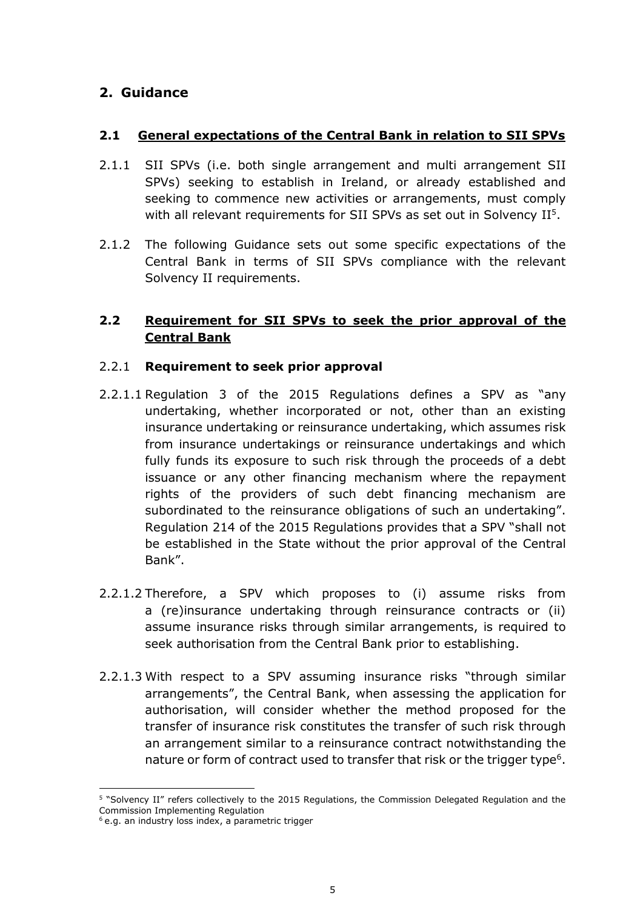## 2. Guidance

### 2.1 General expectations of the Central Bank in relation to SII SPVs

2.1.1 SII SPVs (i.e. both single arrangement and multi arrangement SII SPVs) seeking to establish in Ireland, or already established and seeking to commence new activities or arrangements, must comply with all relevant requirements for SII SPVs as set out in Solvency II[5].

2.1.2 The following Guidance sets out some specific expectations of the Central Bank in terms of SII SPVs compliance with the relevant Solvency II requirements.

### 2.2 Requirement for SII SPVs to seek the prior approval of the Central Bank

#### 2.2.1 Requirement to seek prior approval

2.2.1.1 Regulation 3 of the 2015 Regulations defines a SPV as "any undertaking, whether incorporated or not, other than an existing insurance undertaking or reinsurance undertaking, which assumes risk from insurance undertakings or reinsurance undertakings and which fully funds its exposure to such risk through the proceeds of a debt issuance or any other financing mechanism where the repayment rights of the providers of such debt financing mechanism are subordinated to the reinsurance obligations of such an undertaking". Regulation 214 of the 2015 Regulations provides that a SPV "shall not be established in the State without the prior approval of the Central Bank".

2.2.1.2 Therefore, a SPV which proposes to (i) assume risks from a (re)insurance undertaking through reinsurance contracts or (ii) assume insurance risks through similar arrangements, is required to seek authorisation from the Central Bank prior to establishing.

2.2.1.3 With respect to a SPV assuming insurance risks "through similar arrangements", the Central Bank, when assessing the application for authorisation, will consider whether the method proposed for the transfer of insurance risk constitutes the transfer of such risk through an arrangement similar to a reinsurance contract notwithstanding the nature or form of contract used to transfer that risk or the trigger type[6].

---

[5] "Solvency II" refers collectively to the 2015 Regulations, the Commission Delegated Regulation and the Commission Implementing Regulation

[6] e.g. an industry loss index, a parametric trigger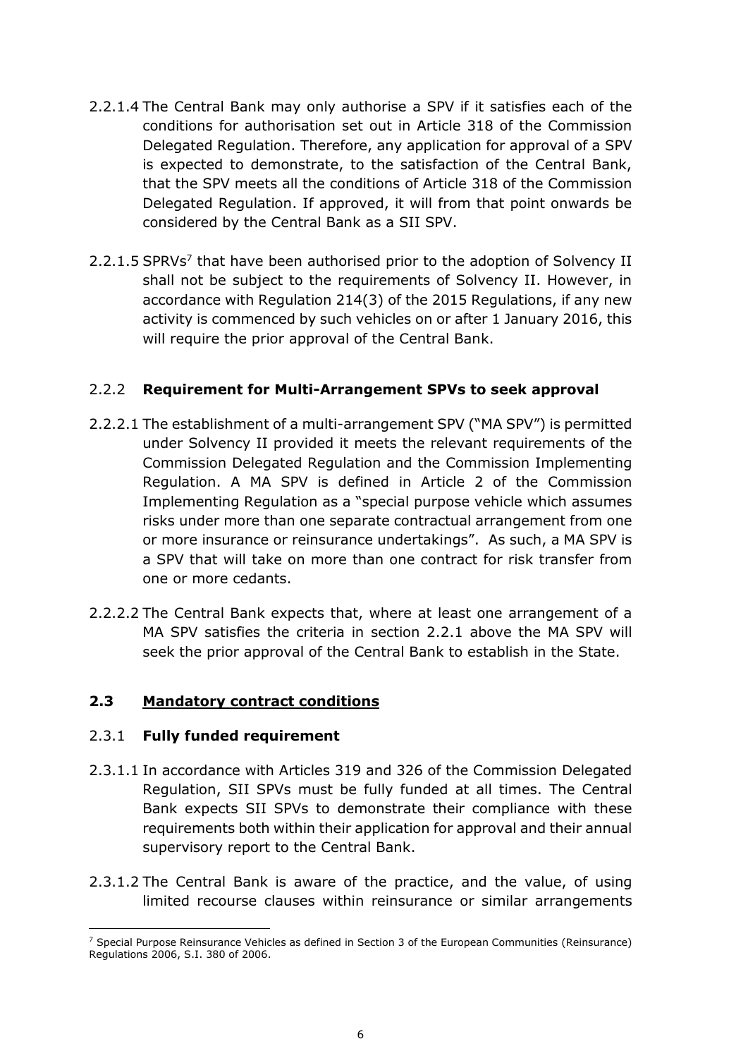2.2.1.4 The Central Bank may only authorise a SPV if it satisfies each of the conditions for authorisation set out in Article 318 of the Commission Delegated Regulation. Therefore, any application for approval of a SPV is expected to demonstrate, to the satisfaction of the Central Bank, that the SPV meets all the conditions of Article 318 of the Commission Delegated Regulation. If approved, it will from that point onwards be considered by the Central Bank as a SII SPV.

2.2.1.5 SPRVs[7] that have been authorised prior to the adoption of Solvency II shall not be subject to the requirements of Solvency II. However, in accordance with Regulation 214(3) of the 2015 Regulations, if any new activity is commenced by such vehicles on or after 1 January 2016, this will require the prior approval of the Central Bank.

### 2.2.2 **Requirement for Multi-Arrangement SPVs to seek approval**

2.2.2.1 The establishment of a multi-arrangement SPV ("MA SPV") is permitted under Solvency II provided it meets the relevant requirements of the Commission Delegated Regulation and the Commission Implementing Regulation. A MA SPV is defined in Article 2 of the Commission Implementing Regulation as a "special purpose vehicle which assumes risks under more than one separate contractual arrangement from one or more insurance or reinsurance undertakings". As such, a MA SPV is a SPV that will take on more than one contract for risk transfer from one or more cedants.

2.2.2.2 The Central Bank expects that, where at least one arrangement of a MA SPV satisfies the criteria in section 2.2.1 above the MA SPV will seek the prior approval of the Central Bank to establish in the State.

## 2.3 <u>Mandatory contract conditions</u>

### 2.3.1 **Fully funded requirement**

2.3.1.1 In accordance with Articles 319 and 326 of the Commission Delegated Regulation, SII SPVs must be fully funded at all times. The Central Bank expects SII SPVs to demonstrate their compliance with these requirements both within their application for approval and their annual supervisory report to the Central Bank.

2.3.1.2 The Central Bank is aware of the practice, and the value, of using limited recourse clauses within reinsurance or similar arrangements

[7] Special Purpose Reinsurance Vehicles as defined in Section 3 of the European Communities (Reinsurance) Regulations 2006, S.I. 380 of 2006.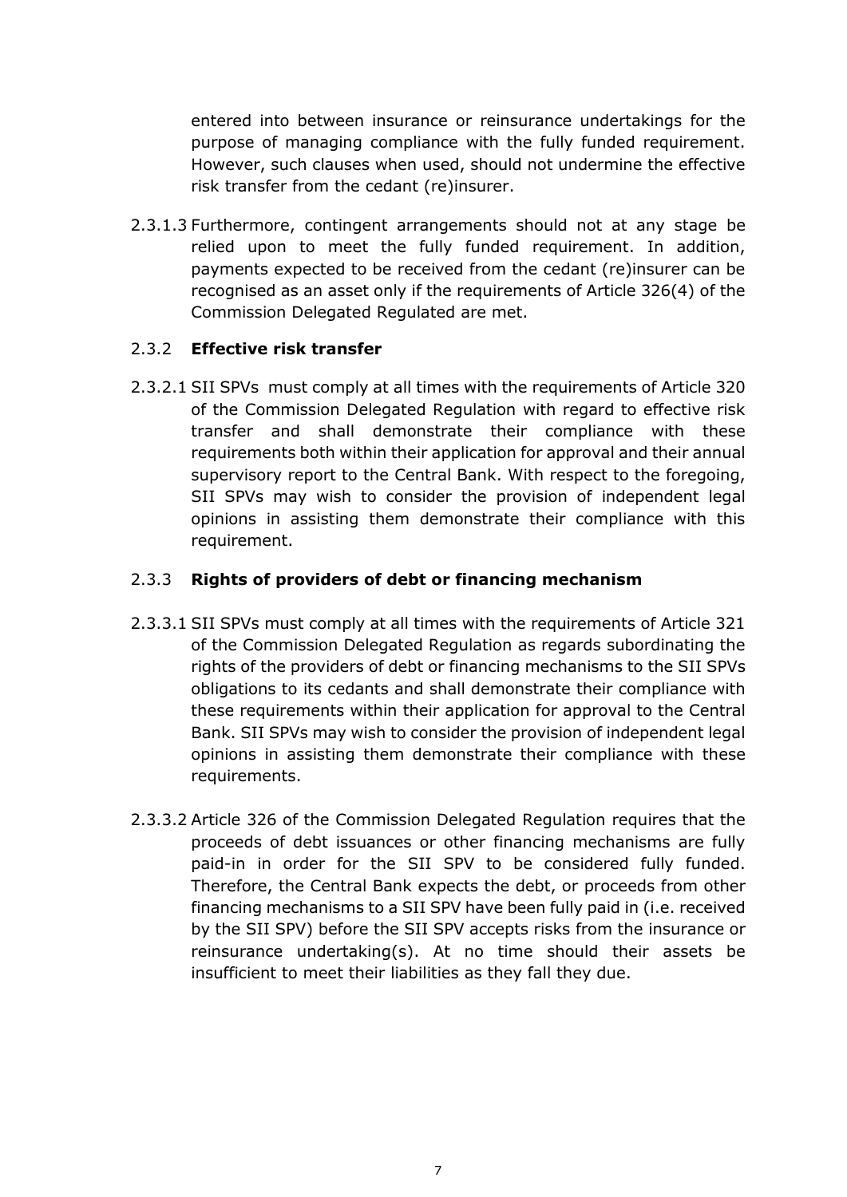entered into between insurance or reinsurance undertakings for the purpose of managing compliance with the fully funded requirement. However, such clauses when used, should not undermine the effective risk transfer from the cedant (re)insurer.

2.3.1.3 Furthermore, contingent arrangements should not at any stage be relied upon to meet the fully funded requirement. In addition, payments expected to be received from the cedant (re)insurer can be recognised as an asset only if the requirements of Article 326(4) of the Commission Delegated Regulated are met.

### 2.3.2 **Effective risk transfer**

2.3.2.1 SII SPVs must comply at all times with the requirements of Article 320 of the Commission Delegated Regulation with regard to effective risk transfer and shall demonstrate their compliance with these requirements both within their application for approval and their annual supervisory report to the Central Bank. With respect to the foregoing, SII SPVs may wish to consider the provision of independent legal opinions in assisting them demonstrate their compliance with this requirement.

### 2.3.3 **Rights of providers of debt or financing mechanism**

2.3.3.1 SII SPVs must comply at all times with the requirements of Article 321 of the Commission Delegated Regulation as regards subordinating the rights of the providers of debt or financing mechanisms to the SII SPVs obligations to its cedants and shall demonstrate their compliance with these requirements within their application for approval to the Central Bank. SII SPVs may wish to consider the provision of independent legal opinions in assisting them demonstrate their compliance with these requirements.

2.3.3.2 Article 326 of the Commission Delegated Regulation requires that the proceeds of debt issuances or other financing mechanisms are fully paid-in in order for the SII SPV to be considered fully funded. Therefore, the Central Bank expects the debt, or proceeds from other financing mechanisms to a SII SPV have been fully paid in (i.e. received by the SII SPV) before the SII SPV accepts risks from the insurance or reinsurance undertaking(s). At no time should their assets be insufficient to meet their liabilities as they fall they due.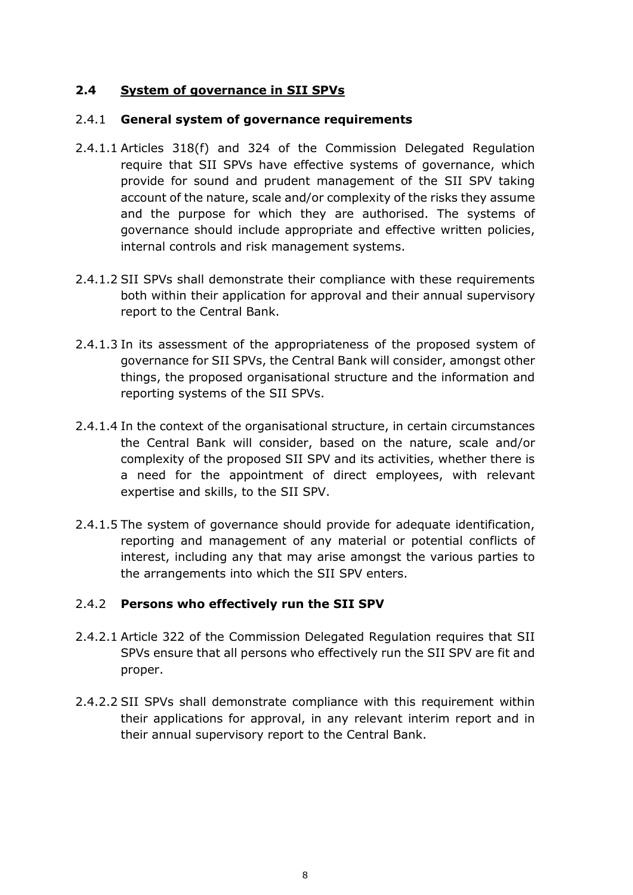## 2.4 System of governance in SII SPVs

### 2.4.1 General system of governance requirements

2.4.1.1 Articles 318(f) and 324 of the Commission Delegated Regulation require that SII SPVs have effective systems of governance, which provide for sound and prudent management of the SII SPV taking account of the nature, scale and/or complexity of the risks they assume and the purpose for which they are authorised. The systems of governance should include appropriate and effective written policies, internal controls and risk management systems.

2.4.1.2 SII SPVs shall demonstrate their compliance with these requirements both within their application for approval and their annual supervisory report to the Central Bank.

2.4.1.3 In its assessment of the appropriateness of the proposed system of governance for SII SPVs, the Central Bank will consider, amongst other things, the proposed organisational structure and the information and reporting systems of the SII SPVs.

2.4.1.4 In the context of the organisational structure, in certain circumstances the Central Bank will consider, based on the nature, scale and/or complexity of the proposed SII SPV and its activities, whether there is a need for the appointment of direct employees, with relevant expertise and skills, to the SII SPV.

2.4.1.5 The system of governance should provide for adequate identification, reporting and management of any material or potential conflicts of interest, including any that may arise amongst the various parties to the arrangements into which the SII SPV enters.

### 2.4.2 Persons who effectively run the SII SPV

2.4.2.1 Article 322 of the Commission Delegated Regulation requires that SII SPVs ensure that all persons who effectively run the SII SPV are fit and proper.

2.4.2.2 SII SPVs shall demonstrate compliance with this requirement within their applications for approval, in any relevant interim report and in their annual supervisory report to the Central Bank.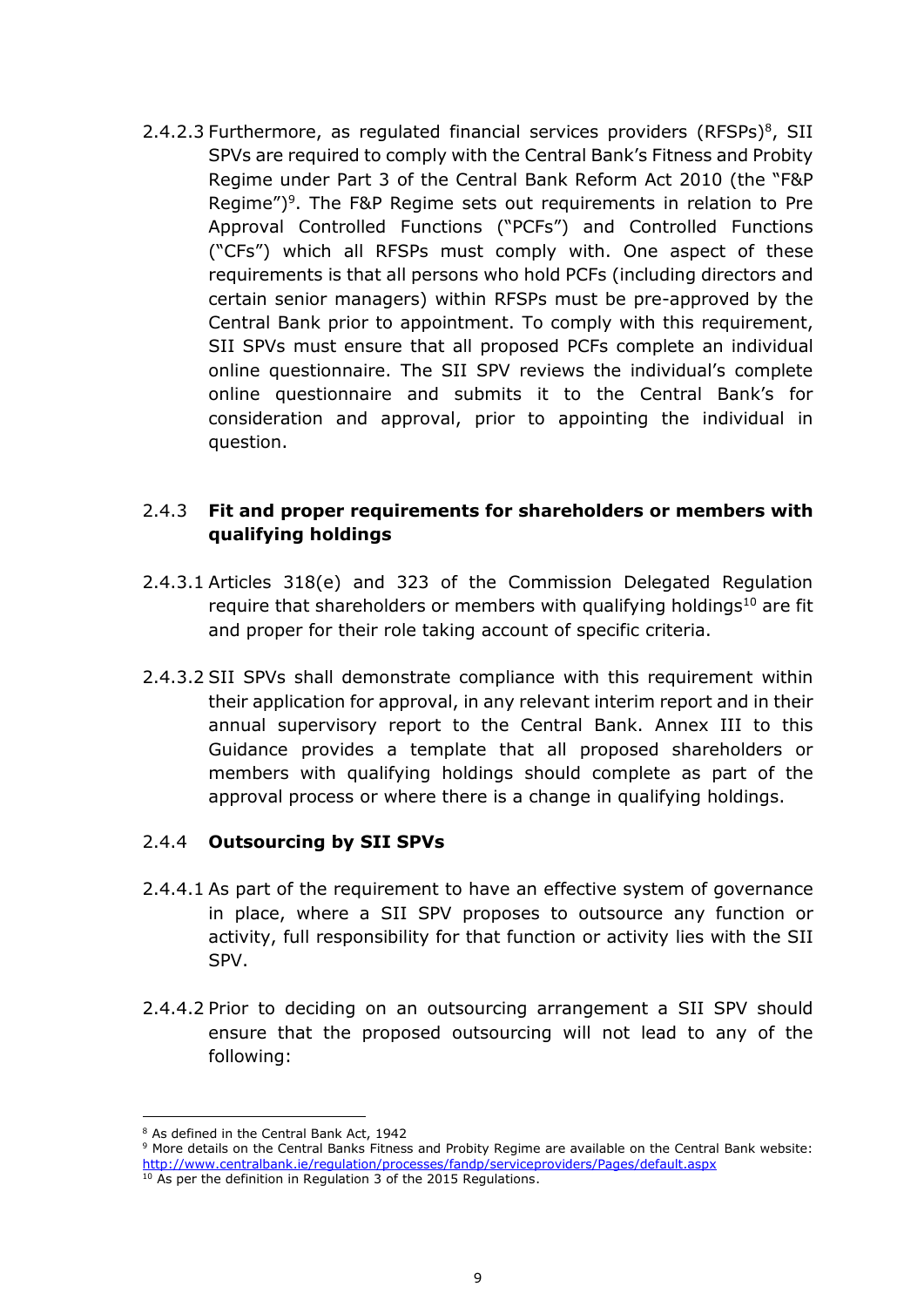2.4.2.3 Furthermore, as regulated financial services providers (RFSPs)[8], SII SPVs are required to comply with the Central Bank's Fitness and Probity Regime under Part 3 of the Central Bank Reform Act 2010 (the "F&P Regime")[9]. The F&P Regime sets out requirements in relation to Pre Approval Controlled Functions ("PCFs") and Controlled Functions ("CFs") which all RFSPs must comply with. One aspect of these requirements is that all persons who hold PCFs (including directors and certain senior managers) within RFSPs must be pre-approved by the Central Bank prior to appointment. To comply with this requirement, SII SPVs must ensure that all proposed PCFs complete an individual online questionnaire. The SII SPV reviews the individual's complete online questionnaire and submits it to the Central Bank's for consideration and approval, prior to appointing the individual in question.

### 2.4.3 Fit and proper requirements for shareholders or members with qualifying holdings

2.4.3.1 Articles 318(e) and 323 of the Commission Delegated Regulation require that shareholders or members with qualifying holdings[10] are fit and proper for their role taking account of specific criteria.

2.4.3.2 SII SPVs shall demonstrate compliance with this requirement within their application for approval, in any relevant interim report and in their annual supervisory report to the Central Bank. Annex III to this Guidance provides a template that all proposed shareholders or members with qualifying holdings should complete as part of the approval process or where there is a change in qualifying holdings.

### 2.4.4 Outsourcing by SII SPVs

2.4.4.1 As part of the requirement to have an effective system of governance in place, where a SII SPV proposes to outsource any function or activity, full responsibility for that function or activity lies with the SII SPV.

2.4.4.2 Prior to deciding on an outsourcing arrangement a SII SPV should ensure that the proposed outsourcing will not lead to any of the following:

---

[8] As defined in the Central Bank Act, 1942

[9] More details on the Central Banks Fitness and Probity Regime are available on the Central Bank website: http://www.centralbank.ie/regulation/processes/fandp/serviceproviders/Pages/default.aspx

[10] As per the definition in Regulation 3 of the 2015 Regulations.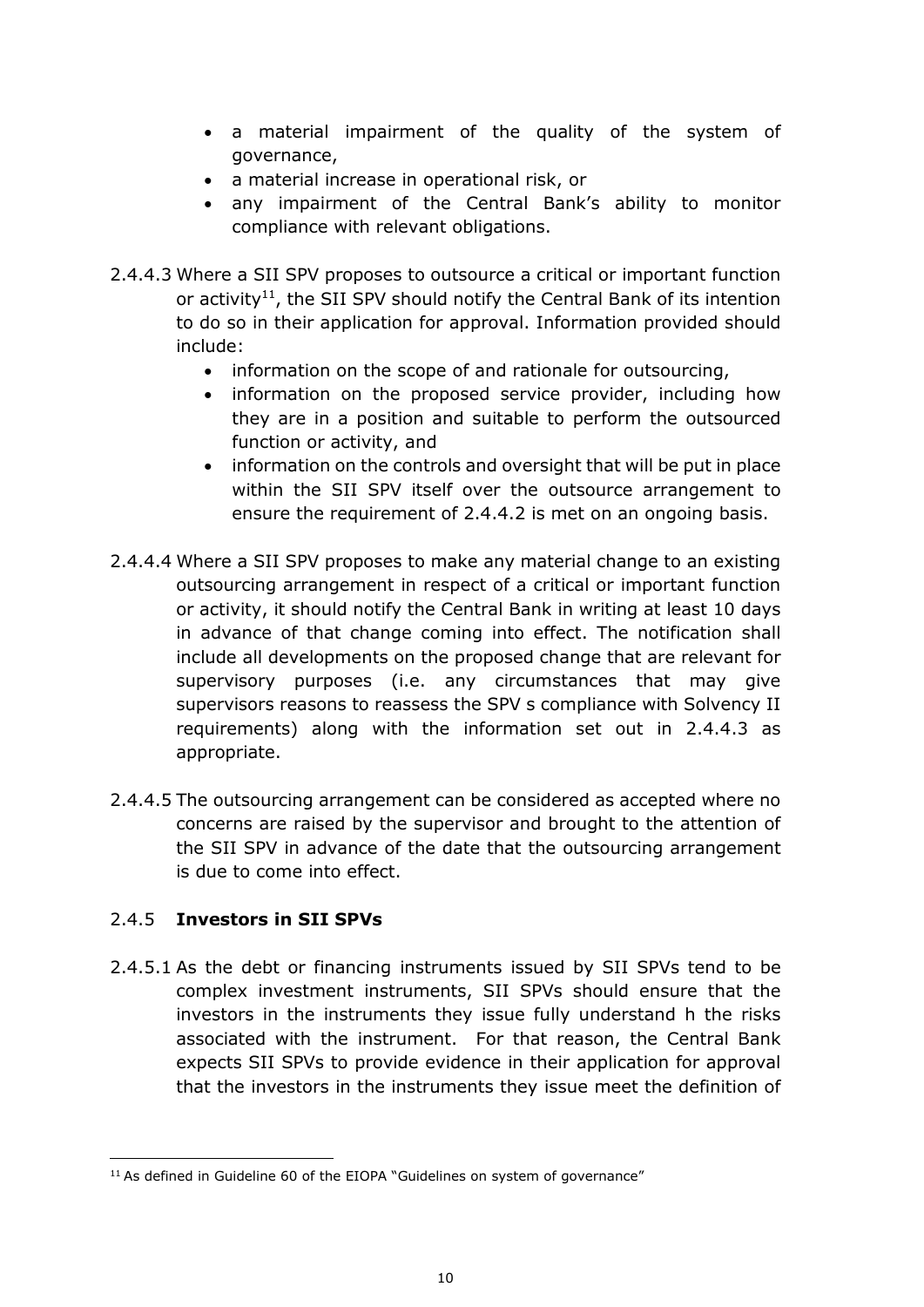- a material impairment of the quality of the system of governance,
- a material increase in operational risk, or
- any impairment of the Central Bank's ability to monitor compliance with relevant obligations.

2.4.4.3 Where a SII SPV proposes to outsource a critical or important function or activity[11], the SII SPV should notify the Central Bank of its intention to do so in their application for approval. Information provided should include:

- information on the scope of and rationale for outsourcing,
- information on the proposed service provider, including how they are in a position and suitable to perform the outsourced function or activity, and
- information on the controls and oversight that will be put in place within the SII SPV itself over the outsource arrangement to ensure the requirement of 2.4.4.2 is met on an ongoing basis.

2.4.4.4 Where a SII SPV proposes to make any material change to an existing outsourcing arrangement in respect of a critical or important function or activity, it should notify the Central Bank in writing at least 10 days in advance of that change coming into effect. The notification shall include all developments on the proposed change that are relevant for supervisory purposes (i.e. any circumstances that may give supervisors reasons to reassess the SPV s compliance with Solvency II requirements) along with the information set out in 2.4.4.3 as appropriate.

2.4.4.5 The outsourcing arrangement can be considered as accepted where no concerns are raised by the supervisor and brought to the attention of the SII SPV in advance of the date that the outsourcing arrangement is due to come into effect.

### 2.4.5 **Investors in SII SPVs**

2.4.5.1 As the debt or financing instruments issued by SII SPVs tend to be complex investment instruments, SII SPVs should ensure that the investors in the instruments they issue fully understand h the risks associated with the instrument. For that reason, the Central Bank expects SII SPVs to provide evidence in their application for approval that the investors in the instruments they issue meet the definition of

---

[11] As defined in Guideline 60 of the EIOPA "Guidelines on system of governance"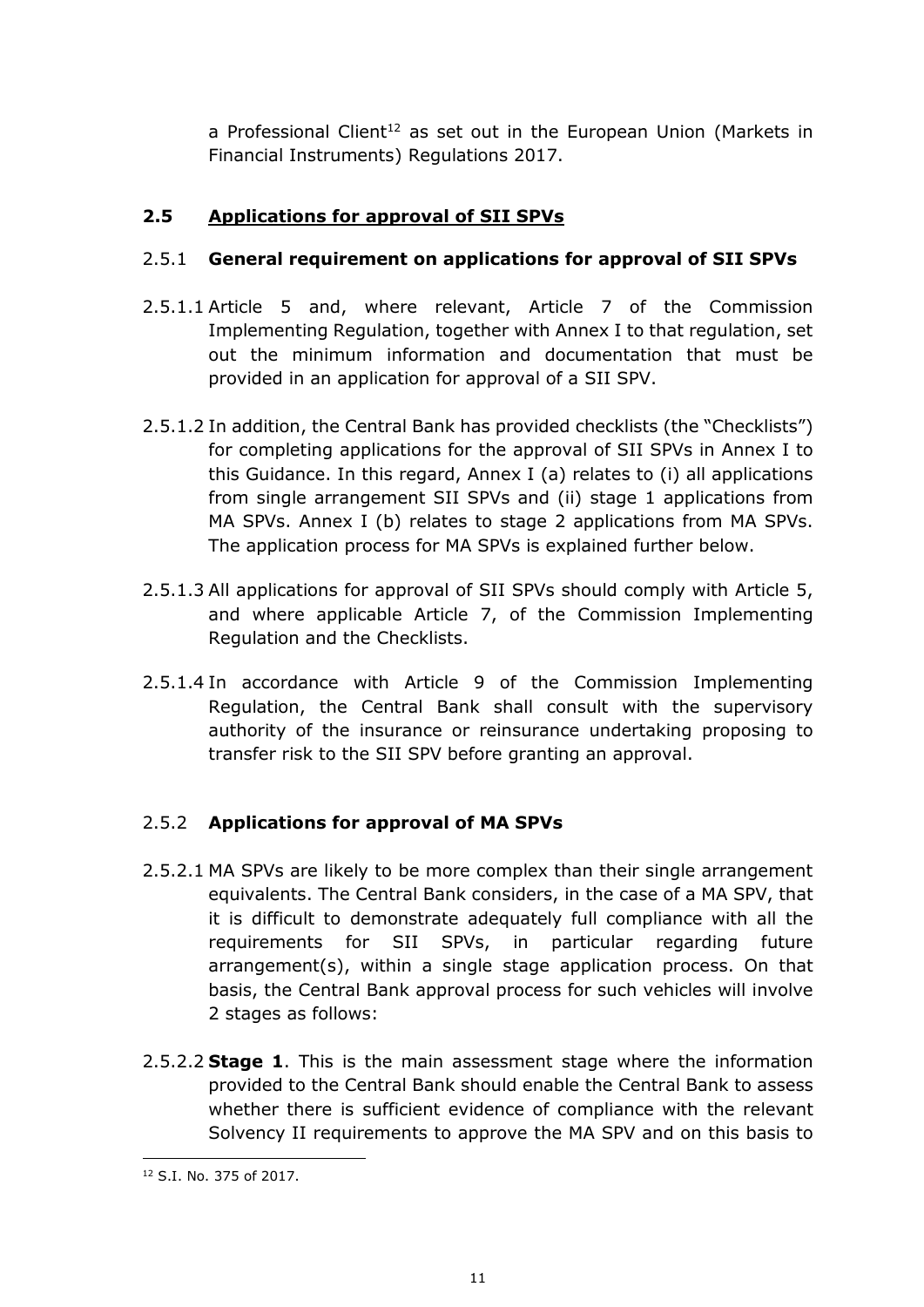a Professional Client[12] as set out in the European Union (Markets in Financial Instruments) Regulations 2017.

## 2.5 Applications for approval of SII SPVs

### 2.5.1 General requirement on applications for approval of SII SPVs

2.5.1.1 Article 5 and, where relevant, Article 7 of the Commission Implementing Regulation, together with Annex I to that regulation, set out the minimum information and documentation that must be provided in an application for approval of a SII SPV.

2.5.1.2 In addition, the Central Bank has provided checklists (the "Checklists") for completing applications for the approval of SII SPVs in Annex I to this Guidance. In this regard, Annex I (a) relates to (i) all applications from single arrangement SII SPVs and (ii) stage 1 applications from MA SPVs. Annex I (b) relates to stage 2 applications from MA SPVs. The application process for MA SPVs is explained further below.

2.5.1.3 All applications for approval of SII SPVs should comply with Article 5, and where applicable Article 7, of the Commission Implementing Regulation and the Checklists.

2.5.1.4 In accordance with Article 9 of the Commission Implementing Regulation, the Central Bank shall consult with the supervisory authority of the insurance or reinsurance undertaking proposing to transfer risk to the SII SPV before granting an approval.

### 2.5.2 Applications for approval of MA SPVs

2.5.2.1 MA SPVs are likely to be more complex than their single arrangement equivalents. The Central Bank considers, in the case of a MA SPV, that it is difficult to demonstrate adequately full compliance with all the requirements for SII SPVs, in particular regarding future arrangement(s), within a single stage application process. On that basis, the Central Bank approval process for such vehicles will involve 2 stages as follows:

2.5.2.2 **Stage 1**. This is the main assessment stage where the information provided to the Central Bank should enable the Central Bank to assess whether there is sufficient evidence of compliance with the relevant Solvency II requirements to approve the MA SPV and on this basis to

[12] S.I. No. 375 of 2017.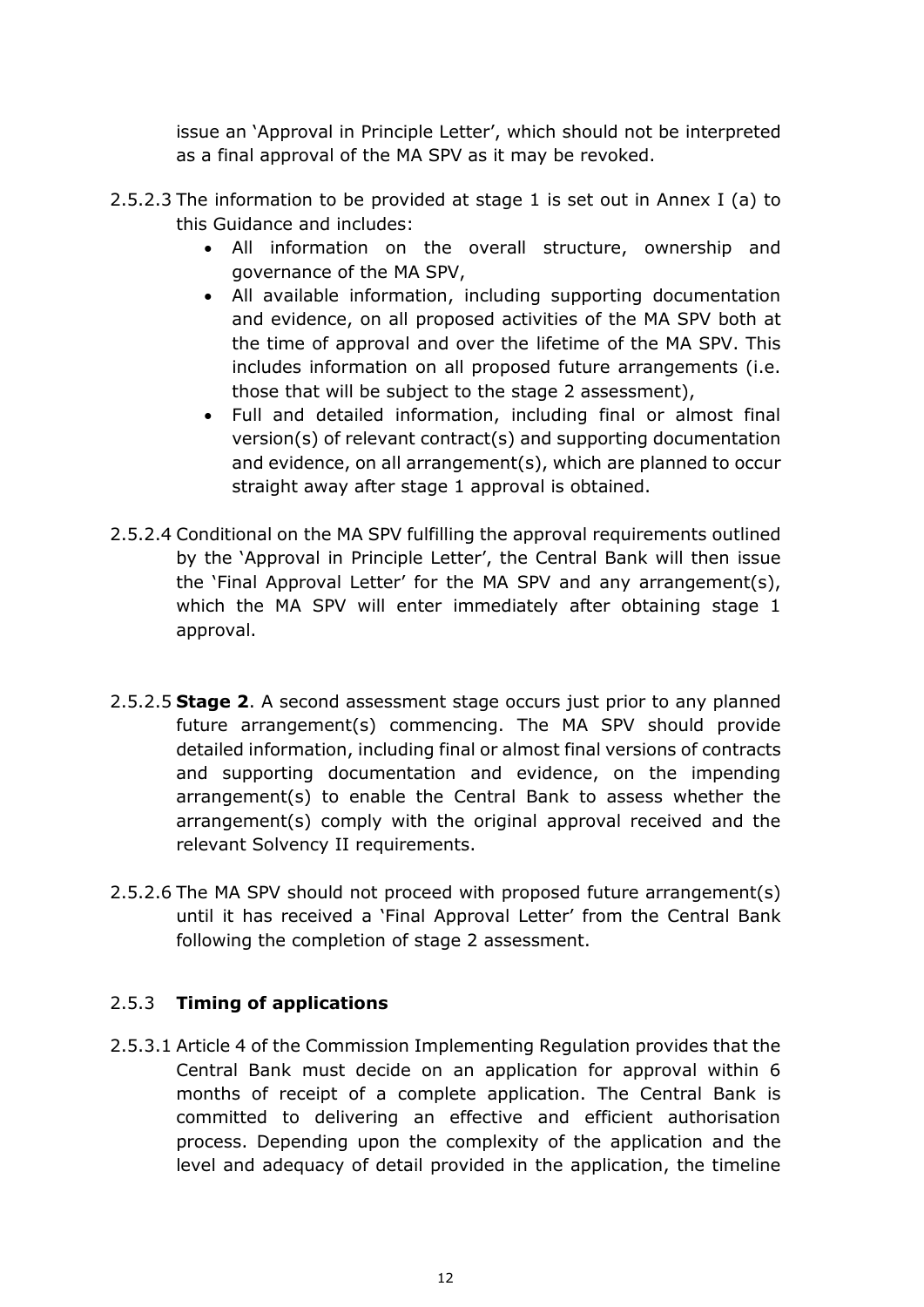issue an 'Approval in Principle Letter', which should not be interpreted as a final approval of the MA SPV as it may be revoked.

2.5.2.3 The information to be provided at stage 1 is set out in Annex I (a) to this Guidance and includes:

- All information on the overall structure, ownership and governance of the MA SPV,
- All available information, including supporting documentation and evidence, on all proposed activities of the MA SPV both at the time of approval and over the lifetime of the MA SPV. This includes information on all proposed future arrangements (i.e. those that will be subject to the stage 2 assessment),
- Full and detailed information, including final or almost final version(s) of relevant contract(s) and supporting documentation and evidence, on all arrangement(s), which are planned to occur straight away after stage 1 approval is obtained.

2.5.2.4 Conditional on the MA SPV fulfilling the approval requirements outlined by the 'Approval in Principle Letter', the Central Bank will then issue the 'Final Approval Letter' for the MA SPV and any arrangement(s), which the MA SPV will enter immediately after obtaining stage 1 approval.

2.5.2.5 **Stage 2**. A second assessment stage occurs just prior to any planned future arrangement(s) commencing. The MA SPV should provide detailed information, including final or almost final versions of contracts and supporting documentation and evidence, on the impending arrangement(s) to enable the Central Bank to assess whether the arrangement(s) comply with the original approval received and the relevant Solvency II requirements.

2.5.2.6 The MA SPV should not proceed with proposed future arrangement(s) until it has received a 'Final Approval Letter' from the Central Bank following the completion of stage 2 assessment.

### 2.5.3 **Timing of applications**

2.5.3.1 Article 4 of the Commission Implementing Regulation provides that the Central Bank must decide on an application for approval within 6 months of receipt of a complete application. The Central Bank is committed to delivering an effective and efficient authorisation process. Depending upon the complexity of the application and the level and adequacy of detail provided in the application, the timeline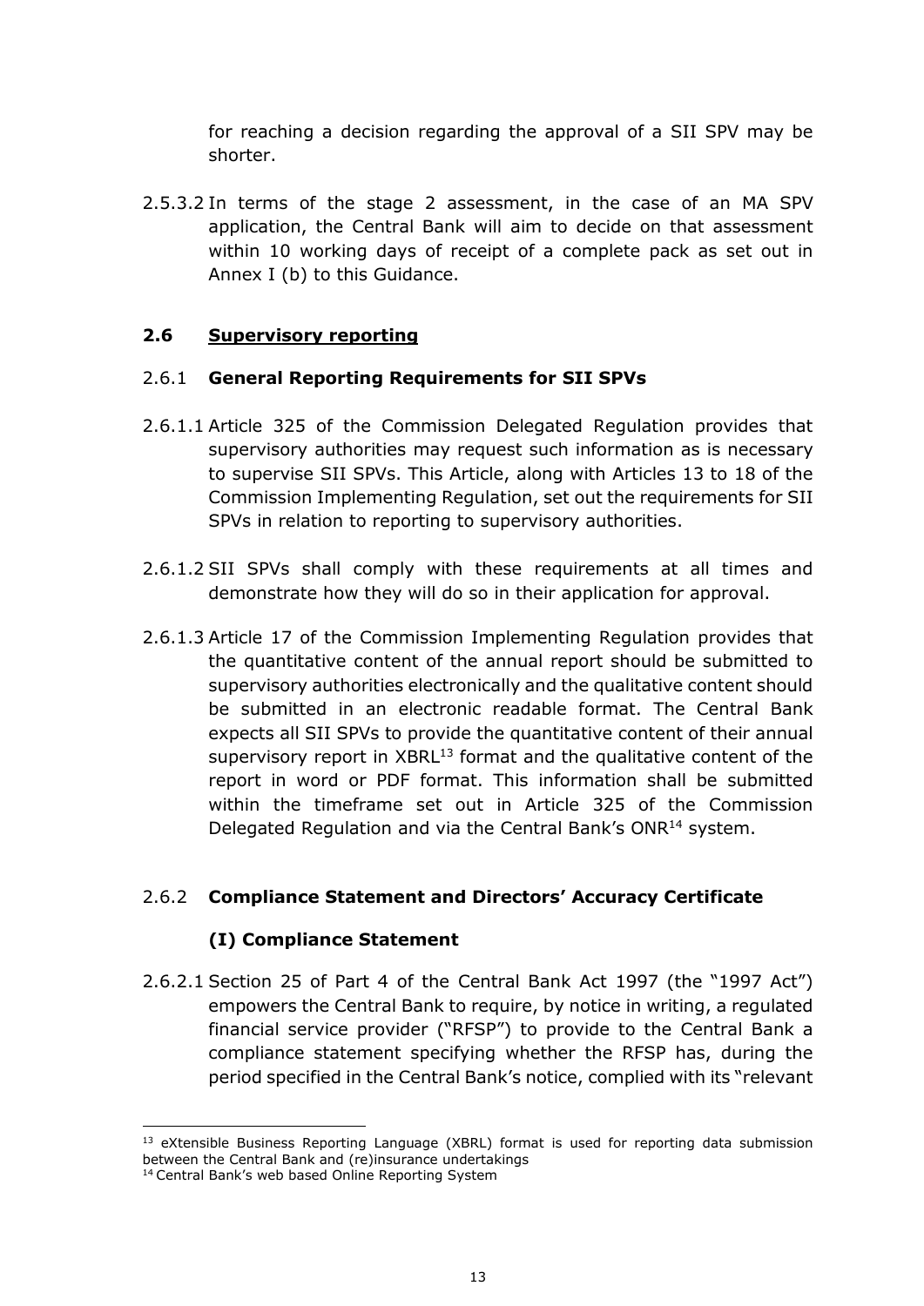for reaching a decision regarding the approval of a SII SPV may be shorter.

2.5.3.2 In terms of the stage 2 assessment, in the case of an MA SPV application, the Central Bank will aim to decide on that assessment within 10 working days of receipt of a complete pack as set out in Annex I (b) to this Guidance.

## 2.6 Supervisory reporting

### 2.6.1 General Reporting Requirements for SII SPVs

2.6.1.1 Article 325 of the Commission Delegated Regulation provides that supervisory authorities may request such information as is necessary to supervise SII SPVs. This Article, along with Articles 13 to 18 of the Commission Implementing Regulation, set out the requirements for SII SPVs in relation to reporting to supervisory authorities.

2.6.1.2 SII SPVs shall comply with these requirements at all times and demonstrate how they will do so in their application for approval.

2.6.1.3 Article 17 of the Commission Implementing Regulation provides that the quantitative content of the annual report should be submitted to supervisory authorities electronically and the qualitative content should be submitted in an electronic readable format. The Central Bank expects all SII SPVs to provide the quantitative content of their annual supervisory report in XBRL[13] format and the qualitative content of the report in word or PDF format. This information shall be submitted within the timeframe set out in Article 325 of the Commission Delegated Regulation and via the Central Bank's ONR[14] system.

### 2.6.2 Compliance Statement and Directors' Accuracy Certificate

#### (I) Compliance Statement

2.6.2.1 Section 25 of Part 4 of the Central Bank Act 1997 (the "1997 Act") empowers the Central Bank to require, by notice in writing, a regulated financial service provider ("RFSP") to provide to the Central Bank a compliance statement specifying whether the RFSP has, during the period specified in the Central Bank's notice, complied with its "relevant

[13] eXtensible Business Reporting Language (XBRL) format is used for reporting data submission between the Central Bank and (re)insurance undertakings

[14] Central Bank's web based Online Reporting System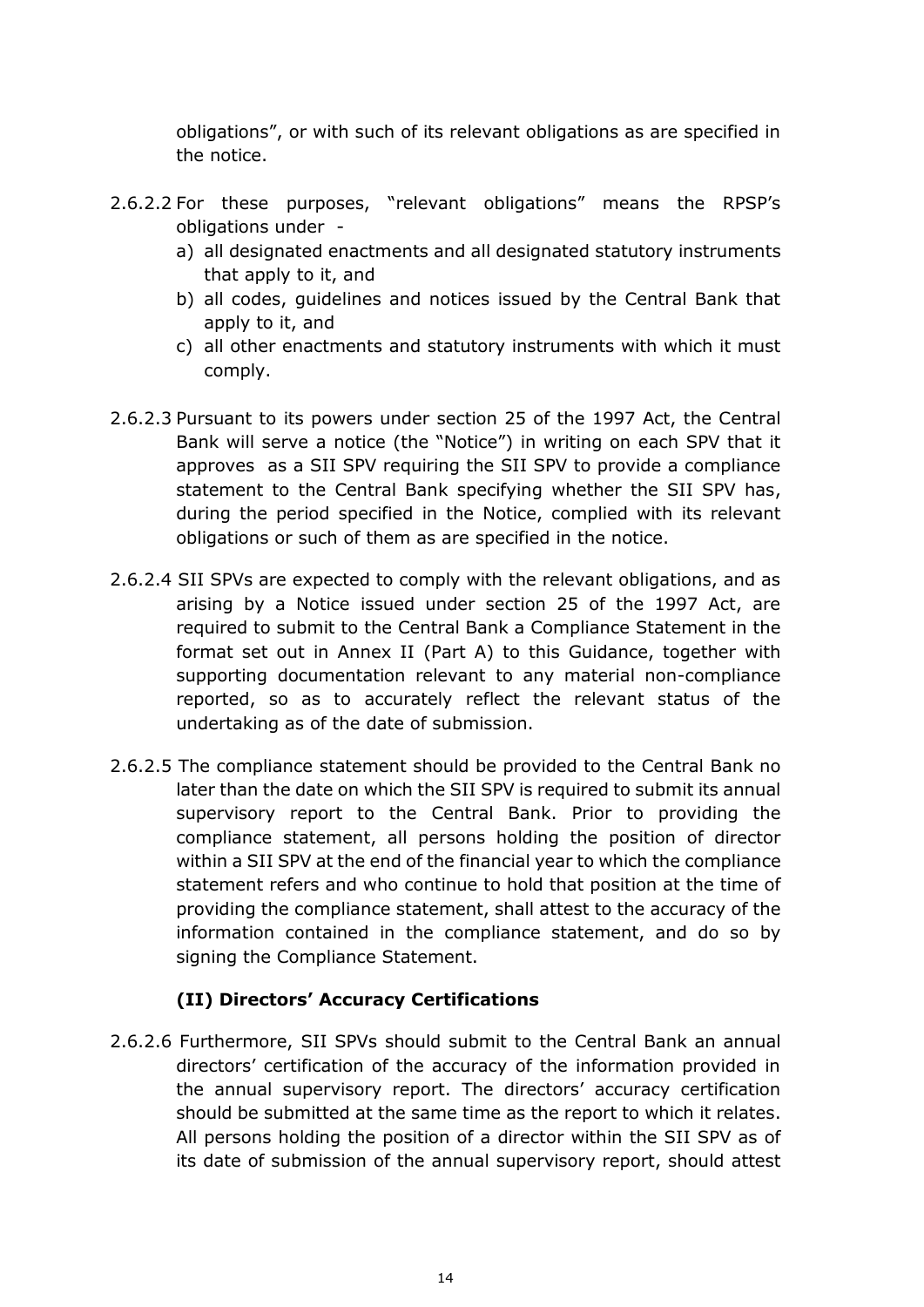obligations”, or with such of its relevant obligations as are specified in the notice.

2.6.2.2 For these purposes, “relevant obligations” means the RPSP’s obligations under -

a) all designated enactments and all designated statutory instruments that apply to it, and
b) all codes, guidelines and notices issued by the Central Bank that apply to it, and
c) all other enactments and statutory instruments with which it must comply.

2.6.2.3 Pursuant to its powers under section 25 of the 1997 Act, the Central Bank will serve a notice (the “Notice”) in writing on each SPV that it approves as a SII SPV requiring the SII SPV to provide a compliance statement to the Central Bank specifying whether the SII SPV has, during the period specified in the Notice, complied with its relevant obligations or such of them as are specified in the notice.

2.6.2.4 SII SPVs are expected to comply with the relevant obligations, and as arising by a Notice issued under section 25 of the 1997 Act, are required to submit to the Central Bank a Compliance Statement in the format set out in Annex II (Part A) to this Guidance, together with supporting documentation relevant to any material non-compliance reported, so as to accurately reflect the relevant status of the undertaking as of the date of submission.

2.6.2.5 The compliance statement should be provided to the Central Bank no later than the date on which the SII SPV is required to submit its annual supervisory report to the Central Bank. Prior to providing the compliance statement, all persons holding the position of director within a SII SPV at the end of the financial year to which the compliance statement refers and who continue to hold that position at the time of providing the compliance statement, shall attest to the accuracy of the information contained in the compliance statement, and do so by signing the Compliance Statement.

### (II) Directors’ Accuracy Certifications

2.6.2.6 Furthermore, SII SPVs should submit to the Central Bank an annual directors’ certification of the accuracy of the information provided in the annual supervisory report. The directors’ accuracy certification should be submitted at the same time as the report to which it relates. All persons holding the position of a director within the SII SPV as of its date of submission of the annual supervisory report, should attest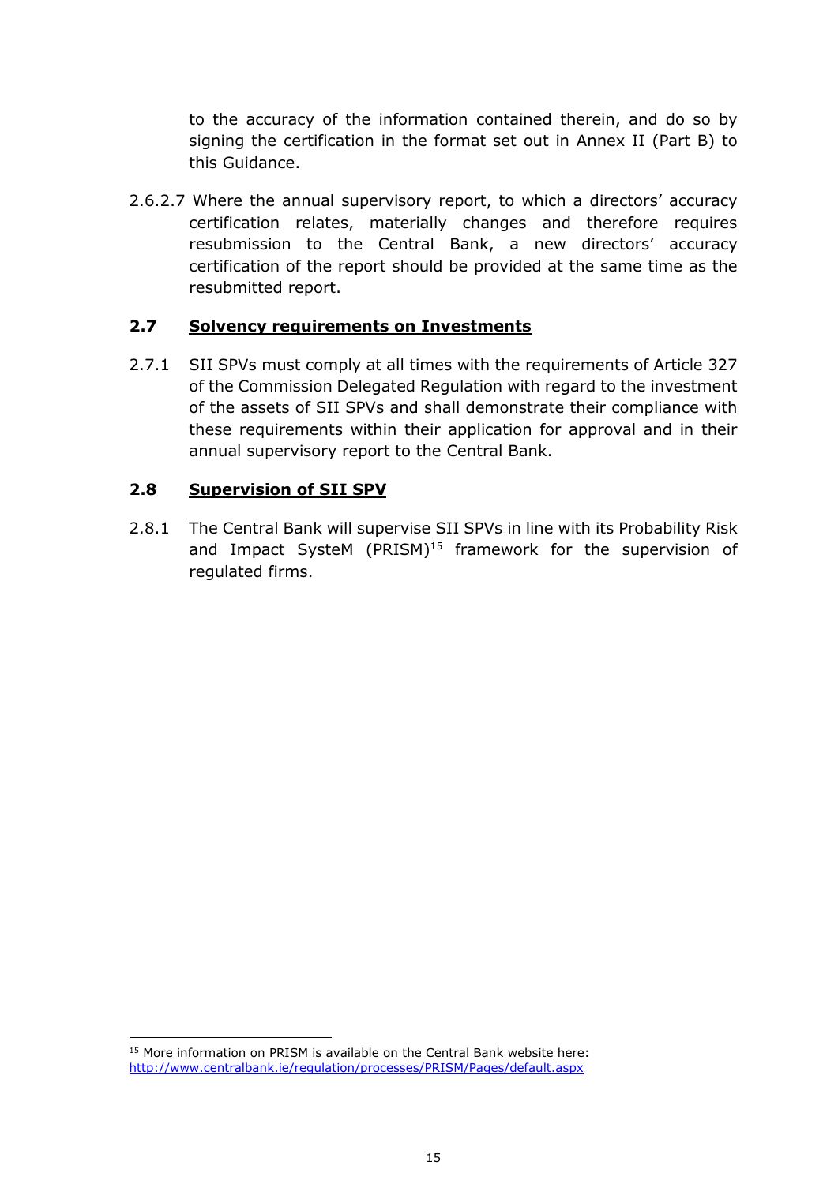to the accuracy of the information contained therein, and do so by signing the certification in the format set out in Annex II (Part B) to this Guidance.

2.6.2.7 Where the annual supervisory report, to which a directors' accuracy certification relates, materially changes and therefore requires resubmission to the Central Bank, a new directors' accuracy certification of the report should be provided at the same time as the resubmitted report.

## 2.7 Solvency requirements on Investments

2.7.1 SII SPVs must comply at all times with the requirements of Article 327 of the Commission Delegated Regulation with regard to the investment of the assets of SII SPVs and shall demonstrate their compliance with these requirements within their application for approval and in their annual supervisory report to the Central Bank.

## 2.8 Supervision of SII SPV

2.8.1 The Central Bank will supervise SII SPVs in line with its Probability Risk and Impact SysteM (PRISM)[15] framework for the supervision of regulated firms.

[15] More information on PRISM is available on the Central Bank website here: http://www.centralbank.ie/regulation/processes/PRISM/Pages/default.aspx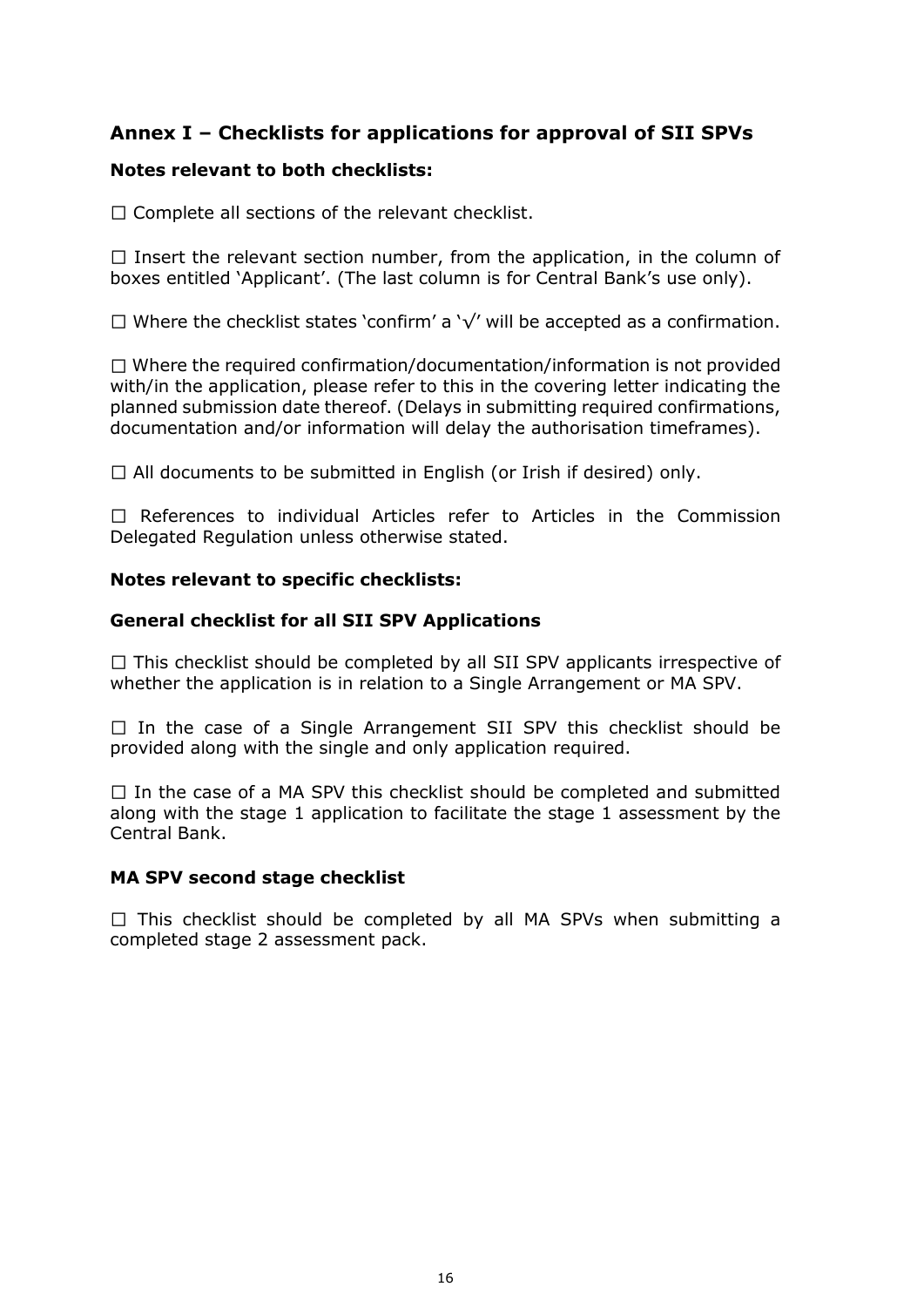## Annex I – Checklists for applications for approval of SII SPVs

### Notes relevant to both checklists:

☐ Complete all sections of the relevant checklist.

☐ Insert the relevant section number, from the application, in the column of boxes entitled 'Applicant'. (The last column is for Central Bank's use only).

☐ Where the checklist states 'confirm' a '√' will be accepted as a confirmation.

☐ Where the required confirmation/documentation/information is not provided with/in the application, please refer to this in the covering letter indicating the planned submission date thereof. (Delays in submitting required confirmations, documentation and/or information will delay the authorisation timeframes).

☐ All documents to be submitted in English (or Irish if desired) only.

☐ References to individual Articles refer to Articles in the Commission Delegated Regulation unless otherwise stated.

### Notes relevant to specific checklists:

### General checklist for all SII SPV Applications

☐ This checklist should be completed by all SII SPV applicants irrespective of whether the application is in relation to a Single Arrangement or MA SPV.

☐ In the case of a Single Arrangement SII SPV this checklist should be provided along with the single and only application required.

☐ In the case of a MA SPV this checklist should be completed and submitted along with the stage 1 application to facilitate the stage 1 assessment by the Central Bank.

### MA SPV second stage checklist

☐ This checklist should be completed by all MA SPVs when submitting a completed stage 2 assessment pack.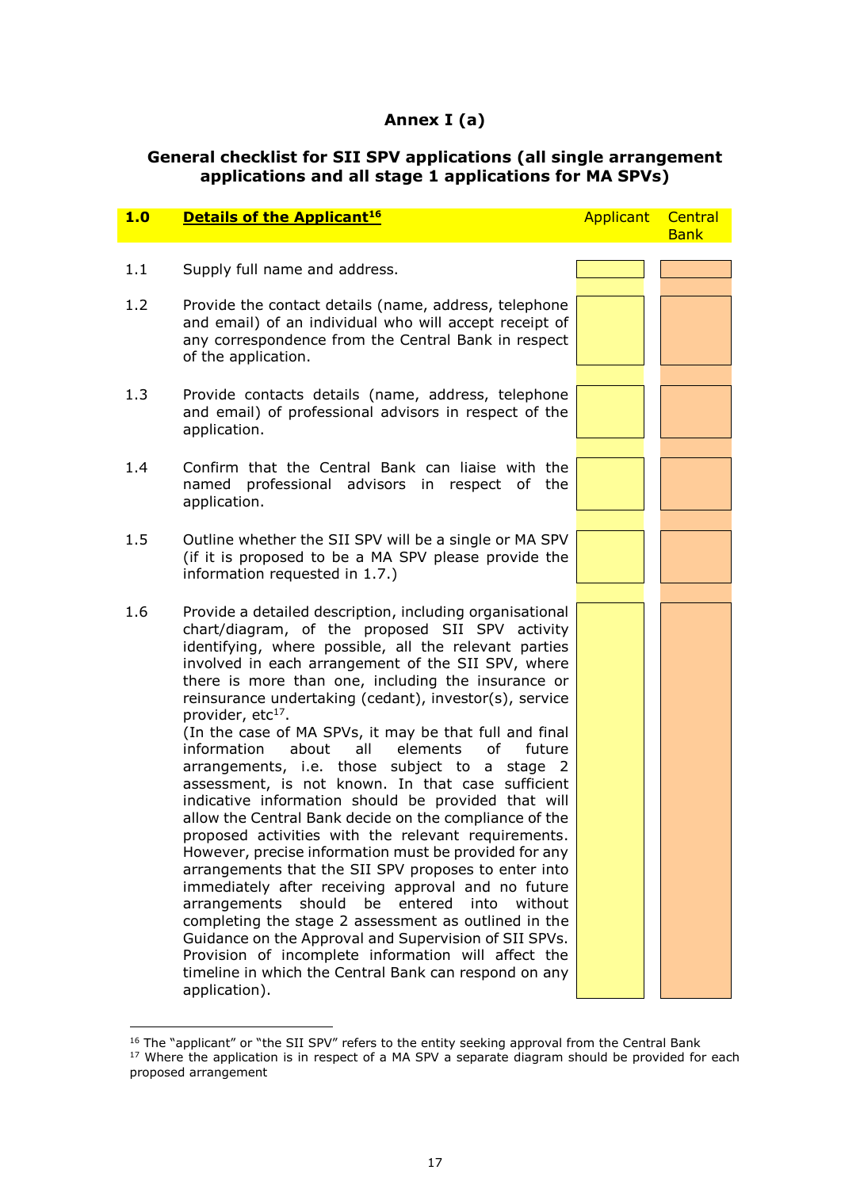# Annex I (a)

## General checklist for SII SPV applications (all single arrangement applications and all stage 1 applications for MA SPVs)

| 1.0 | **Details of the Applicant**[16] | Applicant | Central Bank |
|---|---|---|---|
| 1.1 | Supply full name and address. | | |
| 1.2 | Provide the contact details (name, address, telephone and email) of an individual who will accept receipt of any correspondence from the Central Bank in respect of the application. | | |
| 1.3 | Provide contacts details (name, address, telephone and email) of professional advisors in respect of the application. | | |
| 1.4 | Confirm that the Central Bank can liaise with the named professional advisors in respect of the application. | | |
| 1.5 | Outline whether the SII SPV will be a single or MA SPV (if it is proposed to be a MA SPV please provide the information requested in 1.7.) | | |
| 1.6 | Provide a detailed description, including organisational chart/diagram, of the proposed SII SPV activity identifying, where possible, all the relevant parties involved in each arrangement of the SII SPV, where there is more than one, including the insurance or reinsurance undertaking (cedant), investor(s), service provider, etc[17]. (In the case of MA SPVs, it may be that full and final information about all elements of future arrangements, i.e. those subject to a stage 2 assessment, is not known. In that case sufficient indicative information should be provided that will allow the Central Bank decide on the compliance of the proposed activities with the relevant requirements. However, precise information must be provided for any arrangements that the SII SPV proposes to enter into immediately after receiving approval and no future arrangements should be entered into without completing the stage 2 assessment as outlined in the Guidance on the Approval and Supervision of SII SPVs. Provision of incomplete information will affect the timeline in which the Central Bank can respond on any application). | | |

[16] The "applicant" or "the SII SPV" refers to the entity seeking approval from the Central Bank

[17] Where the application is in respect of a MA SPV a separate diagram should be provided for each proposed arrangement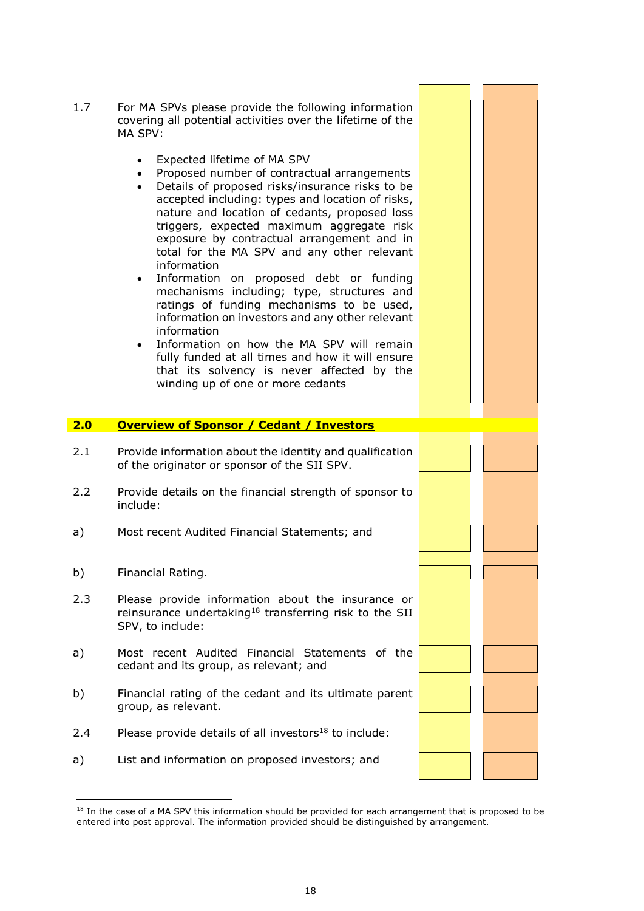| | | | |
|---|---|---|---|
| 1.7 | For MA SPVs please provide the following information covering all potential activities over the lifetime of the MA SPV:<br><br>• Expected lifetime of MA SPV<br>• Proposed number of contractual arrangements<br>• Details of proposed risks/insurance risks to be accepted including: types and location of risks, nature and location of cedants, proposed loss triggers, expected maximum aggregate risk exposure by contractual arrangement and in total for the MA SPV and any other relevant information<br>• Information on proposed debt or funding mechanisms including; type, structures and ratings of funding mechanisms to be used, information on investors and any other relevant information<br>• Information on how the MA SPV will remain fully funded at all times and how it will ensure that its solvency is never affected by the winding up of one or more cedants | | |
| **2.0** | **Overview of Sponsor / Cedant / Investors** | | |
| 2.1 | Provide information about the identity and qualification of the originator or sponsor of the SII SPV. | | |
| 2.2 | Provide details on the financial strength of sponsor to include: | | |
| a) | Most recent Audited Financial Statements; and | | |
| b) | Financial Rating. | | |
| 2.3 | Please provide information about the insurance or reinsurance undertaking[18] transferring risk to the SII SPV, to include: | | |
| a) | Most recent Audited Financial Statements of the cedant and its group, as relevant; and | | |
| b) | Financial rating of the cedant and its ultimate parent group, as relevant. | | |
| 2.4 | Please provide details of all investors[18] to include: | | |
| a) | List and information on proposed investors; and | | |

[18] In the case of a MA SPV this information should be provided for each arrangement that is proposed to be entered into post approval. The information provided should be distinguished by arrangement.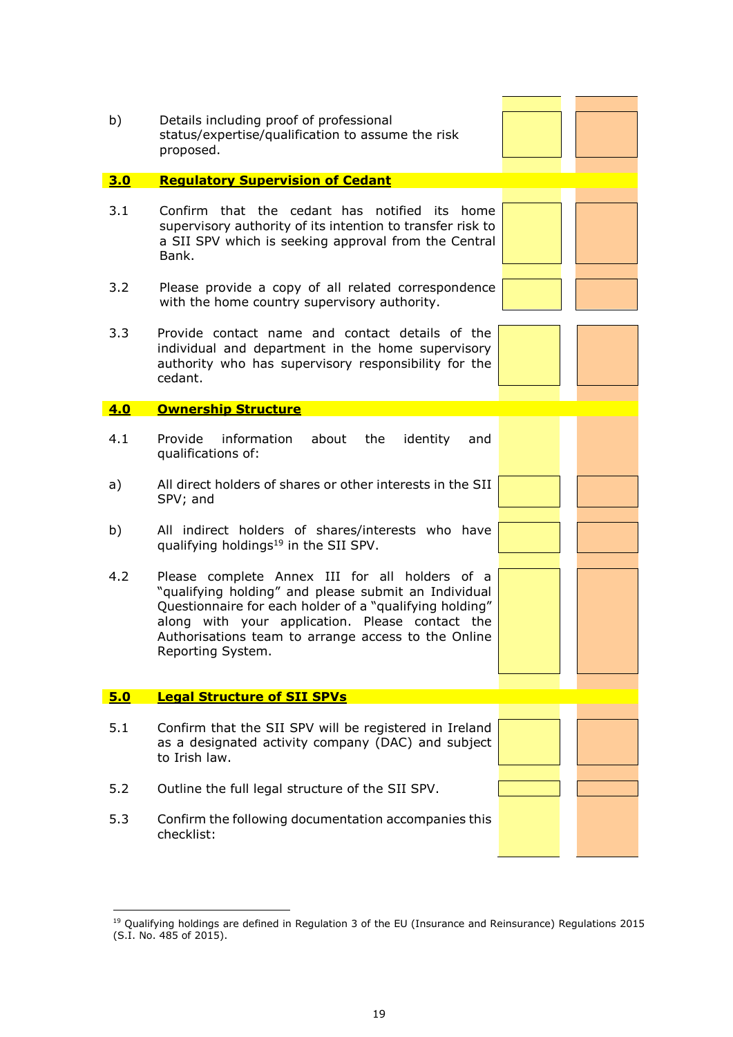| | | | |
|---|---|---|---|
| b) | Details including proof of professional status/expertise/qualification to assume the risk proposed. | | |
| **3.0** | **Regulatory Supervision of Cedant** | | |
| 3.1 | Confirm that the cedant has notified its home supervisory authority of its intention to transfer risk to a SII SPV which is seeking approval from the Central Bank. | | |
| 3.2 | Please provide a copy of all related correspondence with the home country supervisory authority. | | |
| 3.3 | Provide contact name and contact details of the individual and department in the home supervisory authority who has supervisory responsibility for the cedant. | | |
| **4.0** | **Ownership Structure** | | |
| 4.1 | Provide information about the identity and qualifications of: | | |
| a) | All direct holders of shares or other interests in the SII SPV; and | | |
| b) | All indirect holders of shares/interests who have qualifying holdings[19] in the SII SPV. | | |
| 4.2 | Please complete Annex III for all holders of a "qualifying holding" and please submit an Individual Questionnaire for each holder of a "qualifying holding" along with your application. Please contact the Authorisations team to arrange access to the Online Reporting System. | | |
| **5.0** | **Legal Structure of SII SPVs** | | |
| 5.1 | Confirm that the SII SPV will be registered in Ireland as a designated activity company (DAC) and subject to Irish law. | | |
| 5.2 | Outline the full legal structure of the SII SPV. | | |
| 5.3 | Confirm the following documentation accompanies this checklist: | | |

[19] Qualifying holdings are defined in Regulation 3 of the EU (Insurance and Reinsurance) Regulations 2015 (S.I. No. 485 of 2015).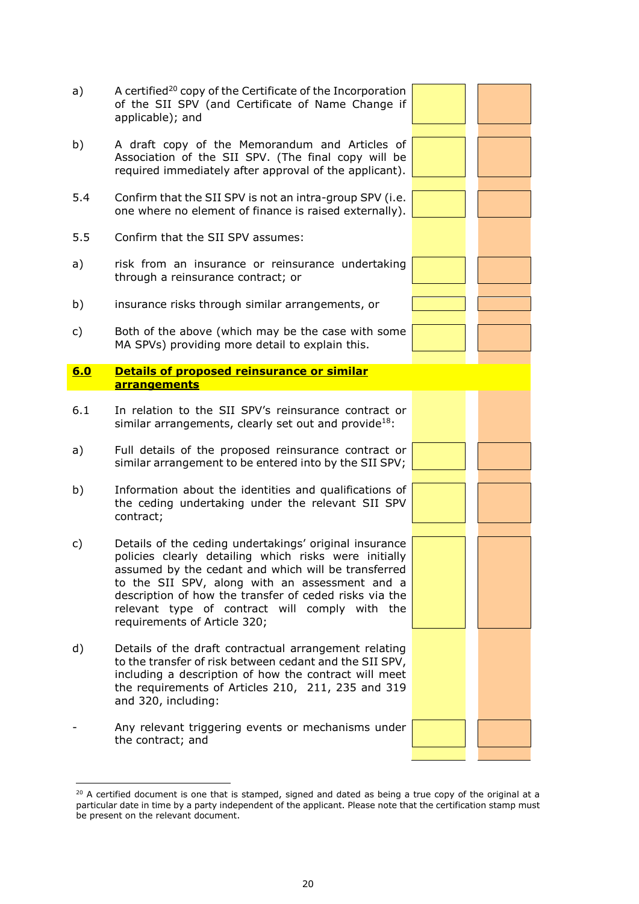| | | | |
|---|---|---|---|
| a) | A certified[20] copy of the Certificate of the Incorporation of the SII SPV (and Certificate of Name Change if applicable); and | | |
| b) | A draft copy of the Memorandum and Articles of Association of the SII SPV. (The final copy will be required immediately after approval of the applicant). | | |
| 5.4 | Confirm that the SII SPV is not an intra-group SPV (i.e. one where no element of finance is raised externally). | | |
| 5.5 | Confirm that the SII SPV assumes: | | |
| a) | risk from an insurance or reinsurance undertaking through a reinsurance contract; or | | |
| b) | insurance risks through similar arrangements, or | | |
| c) | Both of the above (which may be the case with some MA SPVs) providing more detail to explain this. | | |
| **6.0** | **Details of proposed reinsurance or similar arrangements** | | |
| 6.1 | In relation to the SII SPV's reinsurance contract or similar arrangements, clearly set out and provide[18]: | | |
| a) | Full details of the proposed reinsurance contract or similar arrangement to be entered into by the SII SPV; | | |
| b) | Information about the identities and qualifications of the ceding undertaking under the relevant SII SPV contract; | | |
| c) | Details of the ceding undertakings' original insurance policies clearly detailing which risks were initially assumed by the cedant and which will be transferred to the SII SPV, along with an assessment and a description of how the transfer of ceded risks via the relevant type of contract will comply with the requirements of Article 320; | | |
| d) | Details of the draft contractual arrangement relating to the transfer of risk between cedant and the SII SPV, including a description of how the contract will meet the requirements of Articles 210, 211, 235 and 319 and 320, including: | | |
| - | Any relevant triggering events or mechanisms under the contract; and | | |

[20] A certified document is one that is stamped, signed and dated as being a true copy of the original at a particular date in time by a party independent of the applicant. Please note that the certification stamp must be present on the relevant document.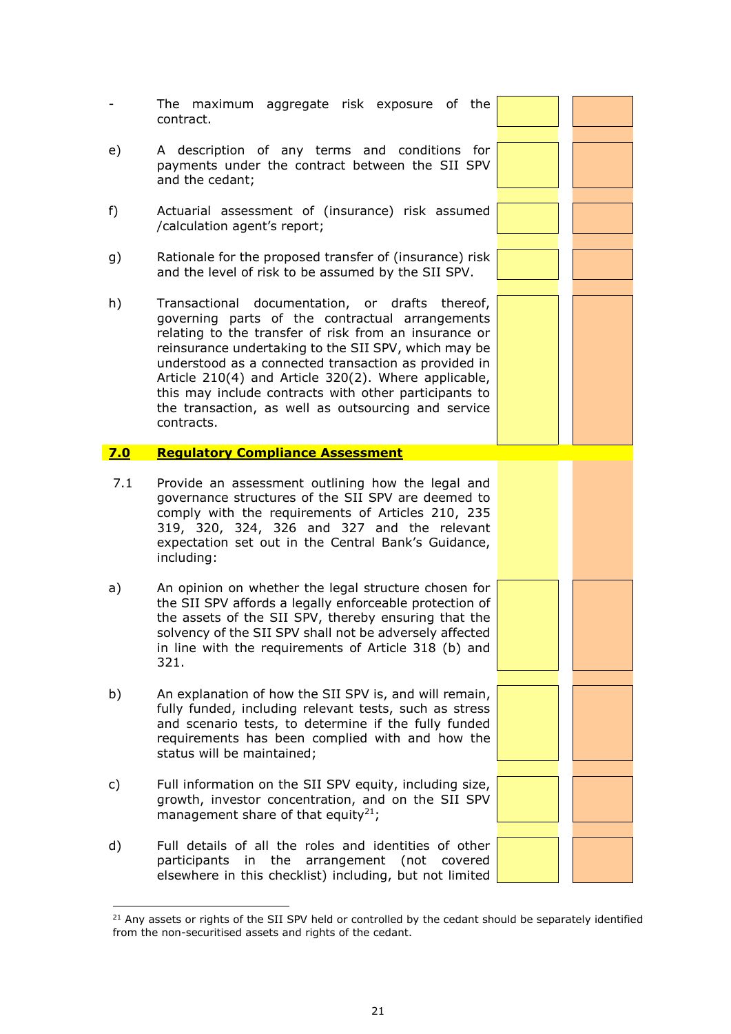- The maximum aggregate risk exposure of the contract.

e) A description of any terms and conditions for payments under the contract between the SII SPV and the cedant;

f) Actuarial assessment of (insurance) risk assumed /calculation agent's report;

g) Rationale for the proposed transfer of (insurance) risk and the level of risk to be assumed by the SII SPV.

h) Transactional documentation, or drafts thereof, governing parts of the contractual arrangements relating to the transfer of risk from an insurance or reinsurance undertaking to the SII SPV, which may be understood as a connected transaction as provided in Article 210(4) and Article 320(2). Where applicable, this may include contracts with other participants to the transaction, as well as outsourcing and service contracts.

## 7.0 Regulatory Compliance Assessment

7.1 Provide an assessment outlining how the legal and governance structures of the SII SPV are deemed to comply with the requirements of Articles 210, 235 319, 320, 324, 326 and 327 and the relevant expectation set out in the Central Bank's Guidance, including:

a) An opinion on whether the legal structure chosen for the SII SPV affords a legally enforceable protection of the assets of the SII SPV, thereby ensuring that the solvency of the SII SPV shall not be adversely affected in line with the requirements of Article 318 (b) and 321.

b) An explanation of how the SII SPV is, and will remain, fully funded, including relevant tests, such as stress and scenario tests, to determine if the fully funded requirements has been complied with and how the status will be maintained;

c) Full information on the SII SPV equity, including size, growth, investor concentration, and on the SII SPV management share of that equity[21];

d) Full details of all the roles and identities of other participants in the arrangement (not covered elsewhere in this checklist) including, but not limited

[21] Any assets or rights of the SII SPV held or controlled by the cedant should be separately identified from the non-securitised assets and rights of the cedant.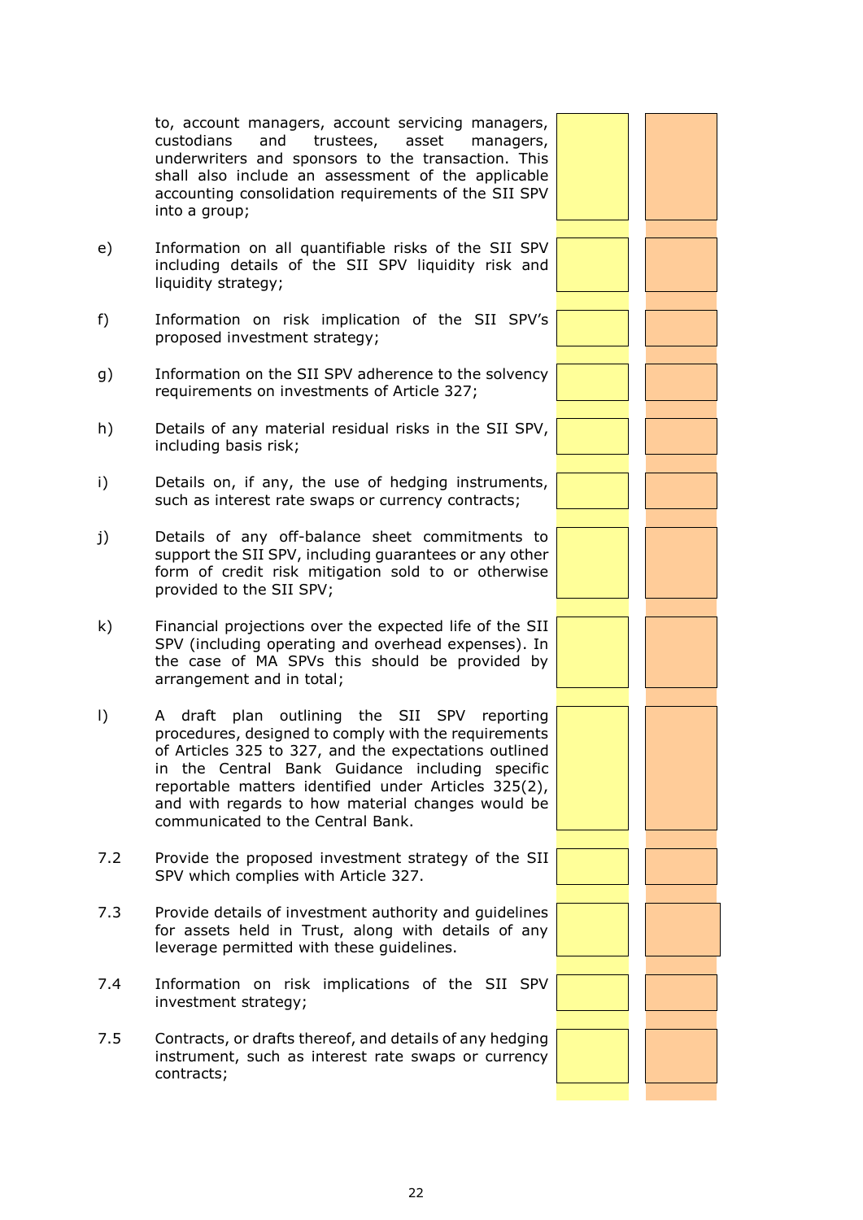to, account managers, account servicing managers, custodians and trustees, asset managers, underwriters and sponsors to the transaction. This shall also include an assessment of the applicable accounting consolidation requirements of the SII SPV into a group;

e) Information on all quantifiable risks of the SII SPV including details of the SII SPV liquidity risk and liquidity strategy;

f) Information on risk implication of the SII SPV's proposed investment strategy;

g) Information on the SII SPV adherence to the solvency requirements on investments of Article 327;

h) Details of any material residual risks in the SII SPV, including basis risk;

i) Details on, if any, the use of hedging instruments, such as interest rate swaps or currency contracts;

j) Details of any off-balance sheet commitments to support the SII SPV, including guarantees or any other form of credit risk mitigation sold to or otherwise provided to the SII SPV;

k) Financial projections over the expected life of the SII SPV (including operating and overhead expenses). In the case of MA SPVs this should be provided by arrangement and in total;

l) A draft plan outlining the SII SPV reporting procedures, designed to comply with the requirements of Articles 325 to 327, and the expectations outlined in the Central Bank Guidance including specific reportable matters identified under Articles 325(2), and with regards to how material changes would be communicated to the Central Bank.

7.2 Provide the proposed investment strategy of the SII SPV which complies with Article 327.

7.3 Provide details of investment authority and guidelines for assets held in Trust, along with details of any leverage permitted with these guidelines.

7.4 Information on risk implications of the SII SPV investment strategy;

7.5 Contracts, or drafts thereof, and details of any hedging instrument, such as interest rate swaps or currency contracts;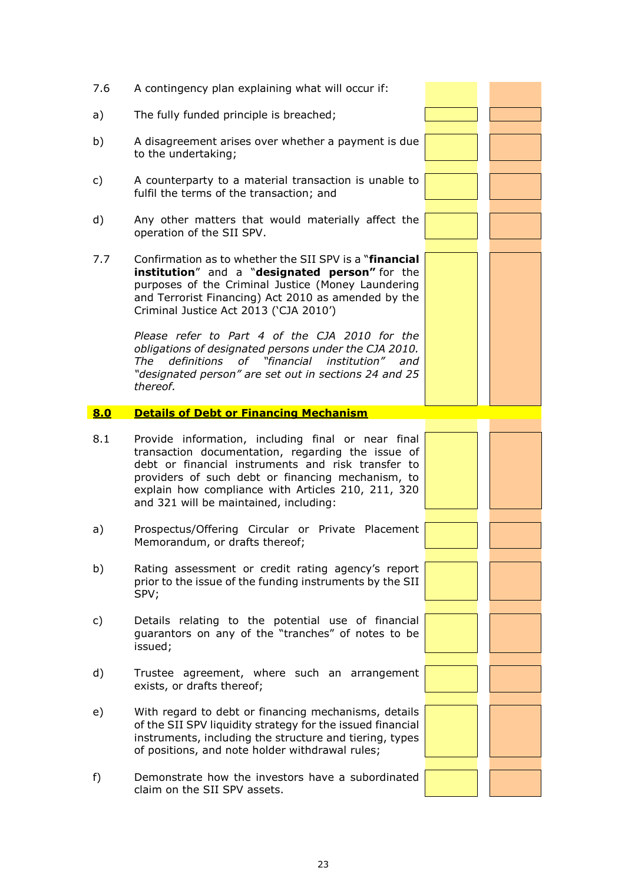| | | | |
|---|---|---|---|
| 7.6 | A contingency plan explaining what will occur if: | | |
| a) | The fully funded principle is breached; | | |
| b) | A disagreement arises over whether a payment is due to the undertaking; | | |
| c) | A counterparty to a material transaction is unable to fulfil the terms of the transaction; and | | |
| d) | Any other matters that would materially affect the operation of the SII SPV. | | |
| 7.7 | Confirmation as to whether the SII SPV is a "**financial institution**" and a "**designated person"** for the purposes of the Criminal Justice (Money Laundering and Terrorist Financing) Act 2010 as amended by the Criminal Justice Act 2013 ('CJA 2010')<br><br>*Please refer to Part 4 of the CJA 2010 for the obligations of designated persons under the CJA 2010. The definitions of "financial institution" and "designated person" are set out in sections 24 and 25 thereof.* | | |
| **8.0** | **Details of Debt or Financing Mechanism** | | |
| 8.1 | Provide information, including final or near final transaction documentation, regarding the issue of debt or financial instruments and risk transfer to providers of such debt or financing mechanism, to explain how compliance with Articles 210, 211, 320 and 321 will be maintained, including: | | |
| a) | Prospectus/Offering Circular or Private Placement Memorandum, or drafts thereof; | | |
| b) | Rating assessment or credit rating agency's report prior to the issue of the funding instruments by the SII SPV; | | |
| c) | Details relating to the potential use of financial guarantors on any of the "tranches" of notes to be issued; | | |
| d) | Trustee agreement, where such an arrangement exists, or drafts thereof; | | |
| e) | With regard to debt or financing mechanisms, details of the SII SPV liquidity strategy for the issued financial instruments, including the structure and tiering, types of positions, and note holder withdrawal rules; | | |
| f) | Demonstrate how the investors have a subordinated claim on the SII SPV assets. | | |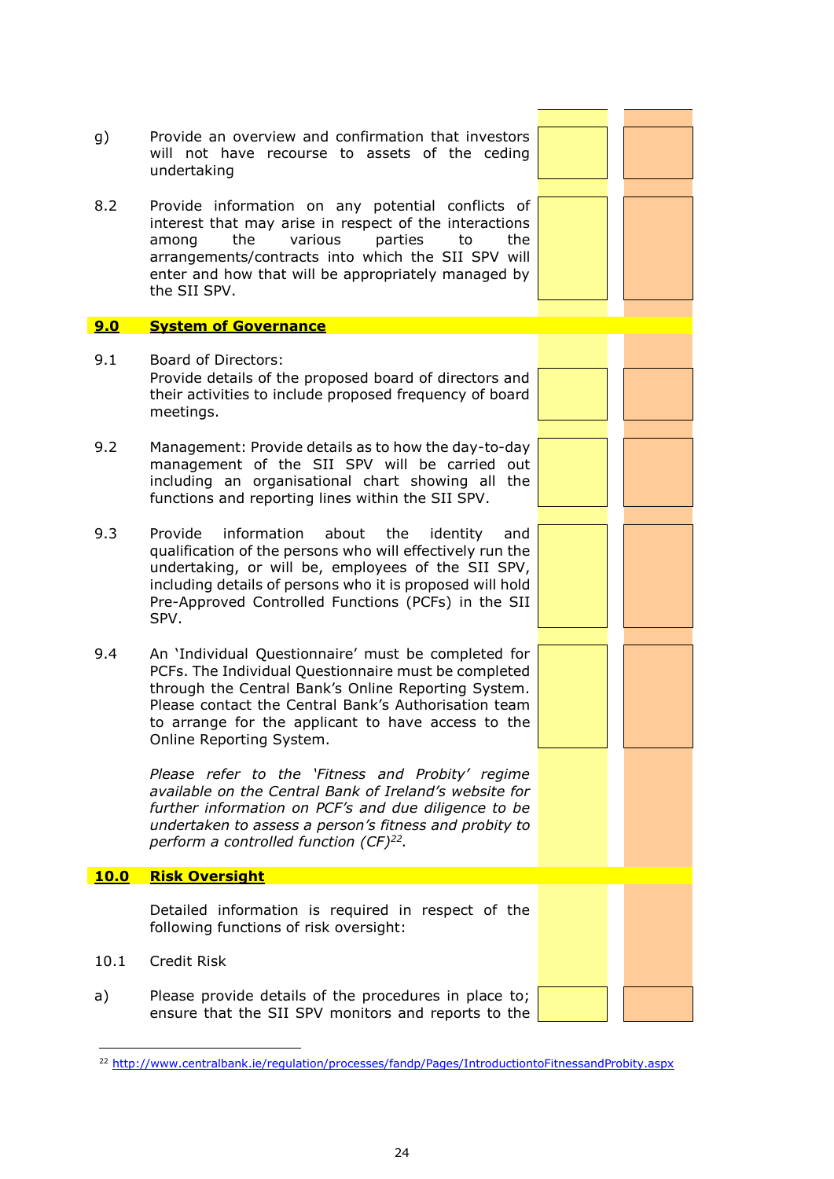| | | | |
|---|---|---|---|
| g) | Provide an overview and confirmation that investors will not have recourse to assets of the ceding undertaking | | |
| 8.2 | Provide information on any potential conflicts of interest that may arise in respect of the interactions among the various parties to the arrangements/contracts into which the SII SPV will enter and how that will be appropriately managed by the SII SPV. | | |
| **9.0** | **System of Governance** | | |
| 9.1 | Board of Directors: Provide details of the proposed board of directors and their activities to include proposed frequency of board meetings. | | |
| 9.2 | Management: Provide details as to how the day-to-day management of the SII SPV will be carried out including an organisational chart showing all the functions and reporting lines within the SII SPV. | | |
| 9.3 | Provide information about the identity and qualification of the persons who will effectively run the undertaking, or will be, employees of the SII SPV, including details of persons who it is proposed will hold Pre-Approved Controlled Functions (PCFs) in the SII SPV. | | |
| 9.4 | An 'Individual Questionnaire' must be completed for PCFs. The Individual Questionnaire must be completed through the Central Bank's Online Reporting System. Please contact the Central Bank's Authorisation team to arrange for the applicant to have access to the Online Reporting System. *Please refer to the 'Fitness and Probity' regime available on the Central Bank of Ireland's website for further information on PCF's and due diligence to be undertaken to assess a person's fitness and probity to perform a controlled function (CF)*[22]. | | |
| **10.0** | **Risk Oversight** | | |
| | Detailed information is required in respect of the following functions of risk oversight: | | |
| 10.1 | Credit Risk | | |
| a) | Please provide details of the procedures in place to; ensure that the SII SPV monitors and reports to the | | |

[22] http://www.centralbank.ie/regulation/processes/fandp/Pages/IntroductiontoFitnessandProbity.aspx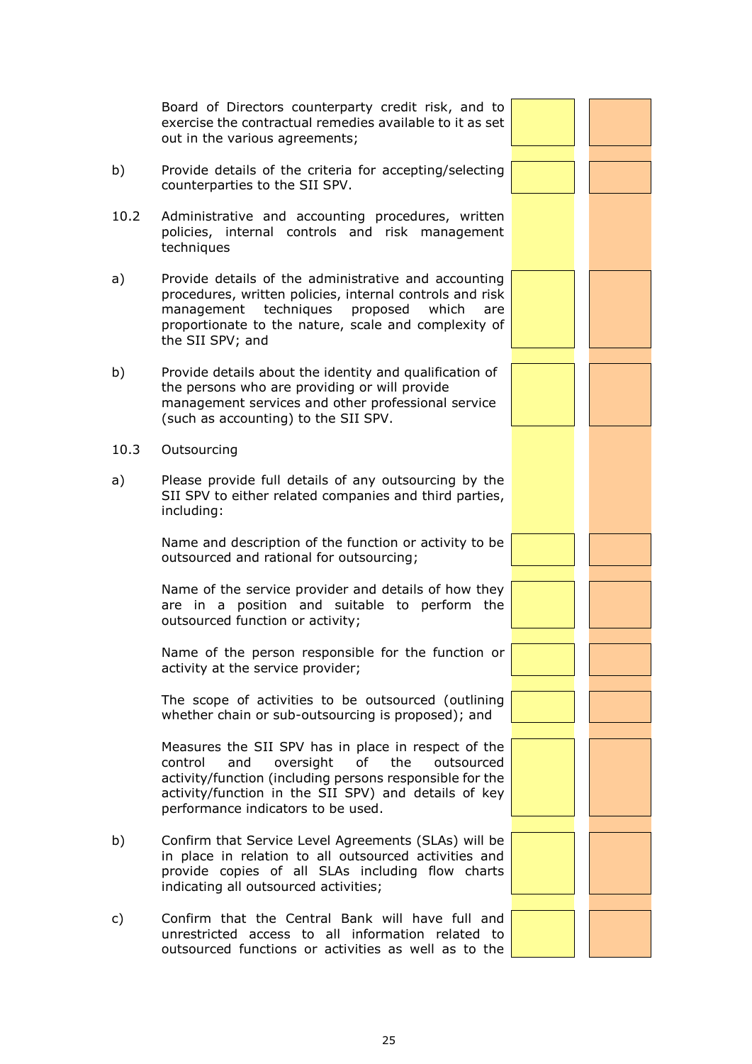Board of Directors counterparty credit risk, and to exercise the contractual remedies available to it as set out in the various agreements;

b) Provide details of the criteria for accepting/selecting counterparties to the SII SPV.

10.2 Administrative and accounting procedures, written policies, internal controls and risk management techniques

a) Provide details of the administrative and accounting procedures, written policies, internal controls and risk management techniques proposed which are proportionate to the nature, scale and complexity of the SII SPV; and

b) Provide details about the identity and qualification of the persons who are providing or will provide management services and other professional service (such as accounting) to the SII SPV.

10.3 Outsourcing

a) Please provide full details of any outsourcing by the SII SPV to either related companies and third parties, including:

Name and description of the function or activity to be outsourced and rational for outsourcing;

Name of the service provider and details of how they are in a position and suitable to perform the outsourced function or activity;

Name of the person responsible for the function or activity at the service provider;

The scope of activities to be outsourced (outlining whether chain or sub-outsourcing is proposed); and

Measures the SII SPV has in place in respect of the control and oversight of the outsourced activity/function (including persons responsible for the activity/function in the SII SPV) and details of key performance indicators to be used.

b) Confirm that Service Level Agreements (SLAs) will be in place in relation to all outsourced activities and provide copies of all SLAs including flow charts indicating all outsourced activities;

c) Confirm that the Central Bank will have full and unrestricted access to all information related to outsourced functions or activities as well as to the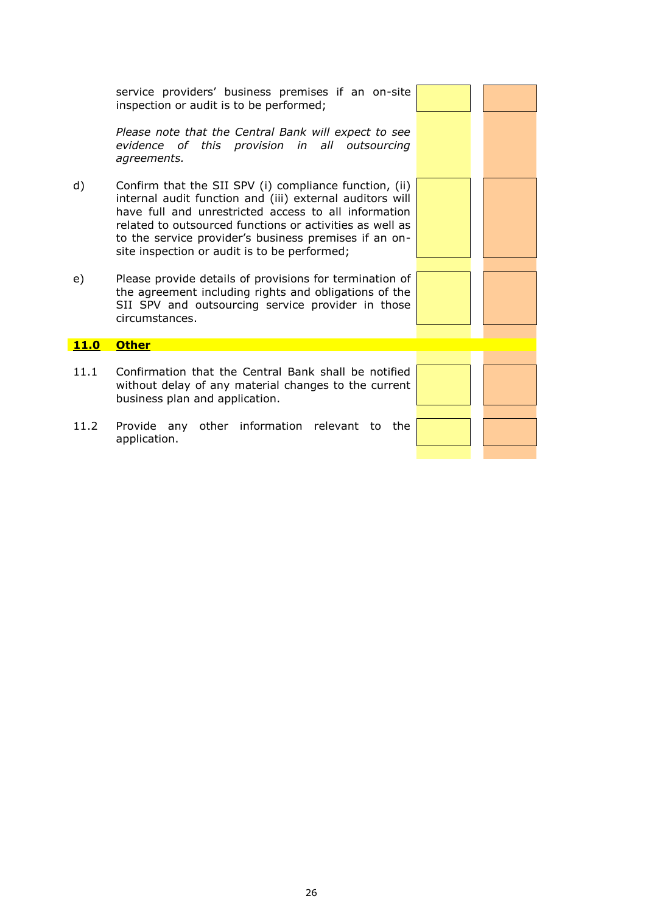service providers' business premises if an on-site inspection or audit is to be performed;

*Please note that the Central Bank will expect to see evidence of this provision in all outsourcing agreements.*

d) Confirm that the SII SPV (i) compliance function, (ii) internal audit function and (iii) external auditors will have full and unrestricted access to all information related to outsourced functions or activities as well as to the service provider's business premises if an on-site inspection or audit is to be performed;

e) Please provide details of provisions for termination of the agreement including rights and obligations of the SII SPV and outsourcing service provider in those circumstances.

## 11.0 Other

11.1 Confirmation that the Central Bank shall be notified without delay of any material changes to the current business plan and application.

11.2 Provide any other information relevant to the application.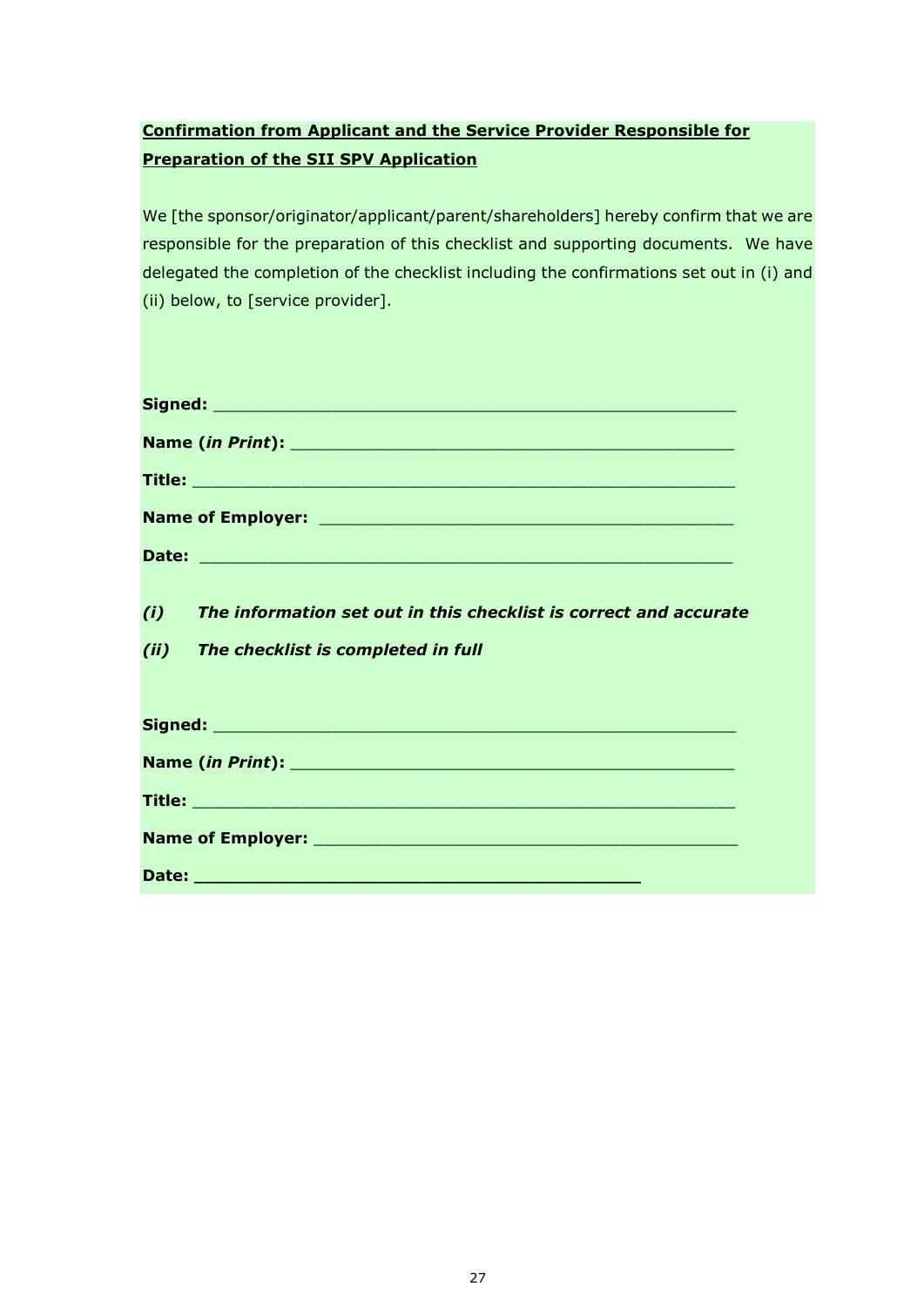**<u>Confirmation from Applicant and the Service Provider Responsible for Preparation of the SII SPV Application</u>**

We [the sponsor/originator/applicant/parent/shareholders] hereby confirm that we are responsible for the preparation of this checklist and supporting documents. We have delegated the completion of the checklist including the confirmations set out in (i) and (ii) below, to [service provider].

**Signed:** ____________________________________________

**Name (*in Print*):** ____________________________________

**Title:** _____________________________________________

**Name of Employer:** __________________________________

**Date:** _____________________________________________

***(i) The information set out in this checklist is correct and accurate***

***(ii) The checklist is completed in full***

**Signed:** ____________________________________________

**Name (*in Print*):** ____________________________________

**Title:** _____________________________________________

**Name of Employer:** __________________________________

**Date:** _____________________________________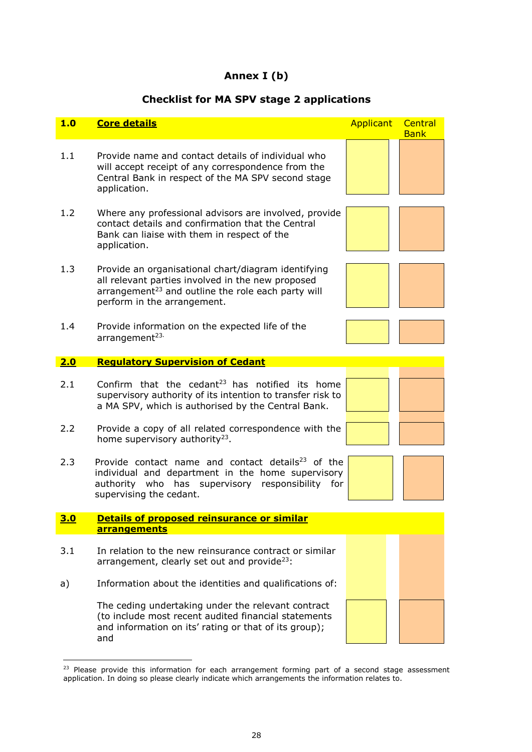## Annex I (b)

### Checklist for MA SPV stage 2 applications

| | | Applicant | Central Bank |
|---|---|---|---|
| **1.0** | **Core details** | | |
| 1.1 | Provide name and contact details of individual who will accept receipt of any correspondence from the Central Bank in respect of the MA SPV second stage application. | | |
| 1.2 | Where any professional advisors are involved, provide contact details and confirmation that the Central Bank can liaise with them in respect of the application. | | |
| 1.3 | Provide an organisational chart/diagram identifying all relevant parties involved in the new proposed arrangement[23] and outline the role each party will perform in the arrangement. | | |
| 1.4 | Provide information on the expected life of the arrangement[23]. | | |
| **2.0** | **Regulatory Supervision of Cedant** | | |
| 2.1 | Confirm that the cedant[23] has notified its home supervisory authority of its intention to transfer risk to a MA SPV, which is authorised by the Central Bank. | | |
| 2.2 | Provide a copy of all related correspondence with the home supervisory authority[23]. | | |
| 2.3 | Provide contact name and contact details[23] of the individual and department in the home supervisory authority who has supervisory responsibility for supervising the cedant. | | |
| **3.0** | **Details of proposed reinsurance or similar arrangements** | | |
| 3.1 | In relation to the new reinsurance contract or similar arrangement, clearly set out and provide[23]: | | |
| a) | Information about the identities and qualifications of: | | |
| | The ceding undertaking under the relevant contract (to include most recent audited financial statements and information on its' rating or that of its group); and | | |

[23] Please provide this information for each arrangement forming part of a second stage assessment application. In doing so please clearly indicate which arrangements the information relates to.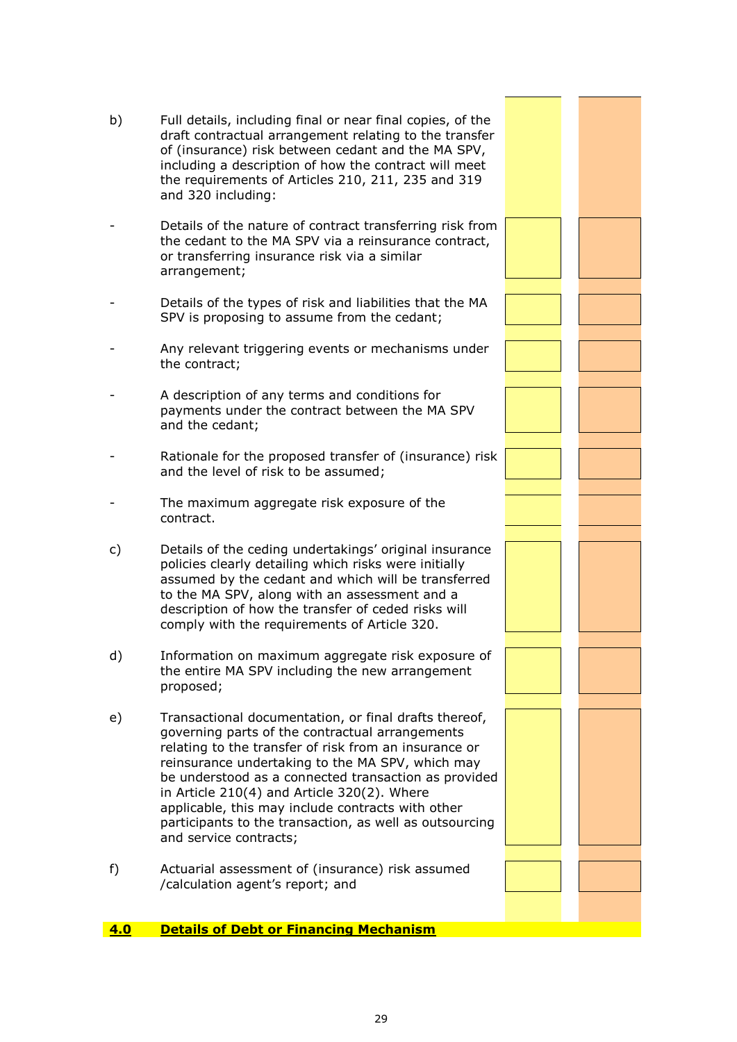| | | | |
|---|---|---|---|
| b) | Full details, including final or near final copies, of the draft contractual arrangement relating to the transfer of (insurance) risk between cedant and the MA SPV, including a description of how the contract will meet the requirements of Articles 210, 211, 235 and 319 and 320 including: | | |
| - | Details of the nature of contract transferring risk from the cedant to the MA SPV via a reinsurance contract, or transferring insurance risk via a similar arrangement; | | |
| - | Details of the types of risk and liabilities that the MA SPV is proposing to assume from the cedant; | | |
| - | Any relevant triggering events or mechanisms under the contract; | | |
| - | A description of any terms and conditions for payments under the contract between the MA SPV and the cedant; | | |
| - | Rationale for the proposed transfer of (insurance) risk and the level of risk to be assumed; | | |
| - | The maximum aggregate risk exposure of the contract. | | |
| c) | Details of the ceding undertakings' original insurance policies clearly detailing which risks were initially assumed by the cedant and which will be transferred to the MA SPV, along with an assessment and a description of how the transfer of ceded risks will comply with the requirements of Article 320. | | |
| d) | Information on maximum aggregate risk exposure of the entire MA SPV including the new arrangement proposed; | | |
| e) | Transactional documentation, or final drafts thereof, governing parts of the contractual arrangements relating to the transfer of risk from an insurance or reinsurance undertaking to the MA SPV, which may be understood as a connected transaction as provided in Article 210(4) and Article 320(2). Where applicable, this may include contracts with other participants to the transaction, as well as outsourcing and service contracts; | | |
| f) | Actuarial assessment of (insurance) risk assumed /calculation agent's report; and | | |

## <u>**4.0 Details of Debt or Financing Mechanism**</u>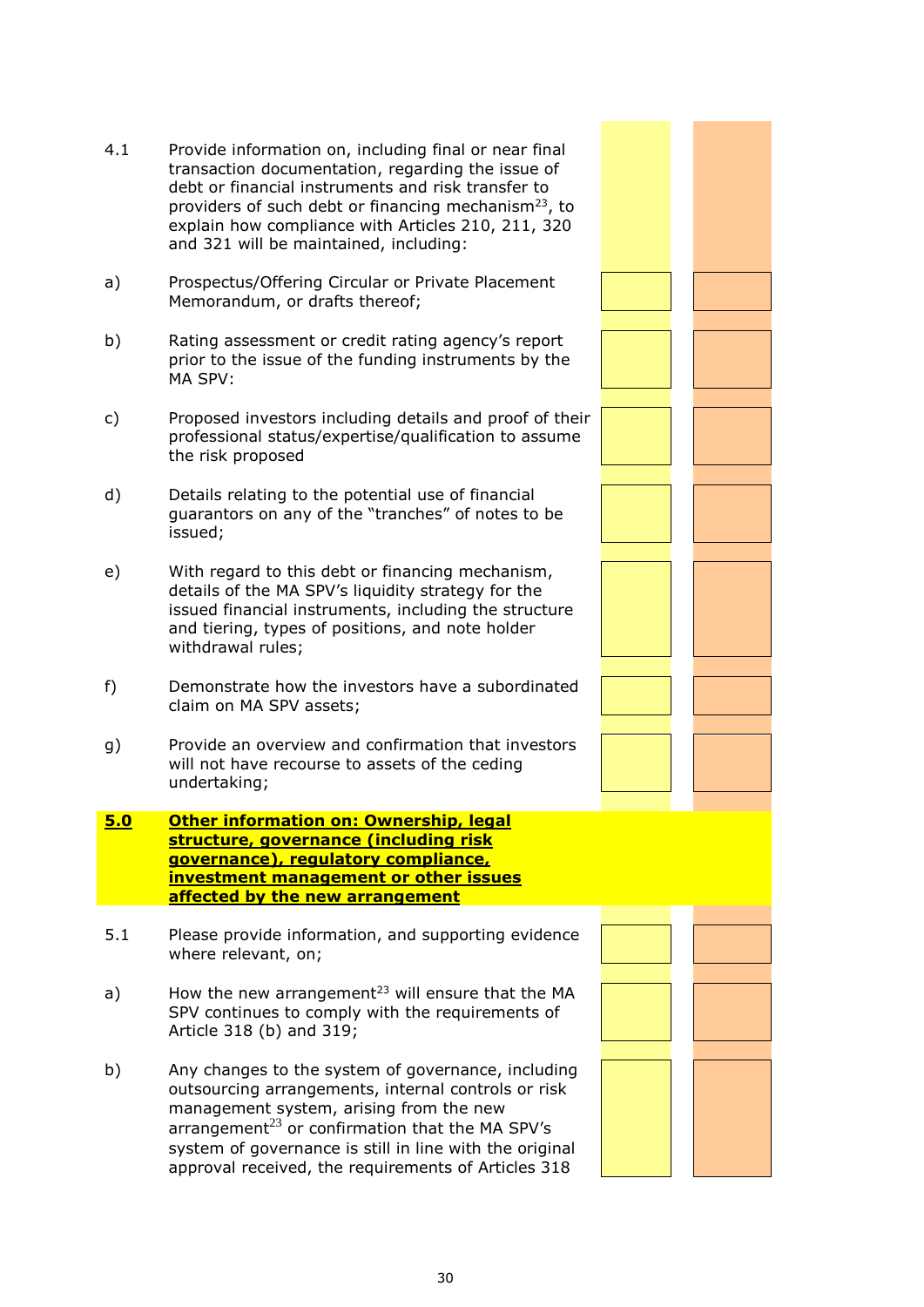4.1 Provide information on, including final or near final transaction documentation, regarding the issue of debt or financial instruments and risk transfer to providers of such debt or financing mechanism[23], to explain how compliance with Articles 210, 211, 320 and 321 will be maintained, including:

a) Prospectus/Offering Circular or Private Placement Memorandum, or drafts thereof;

b) Rating assessment or credit rating agency's report prior to the issue of the funding instruments by the MA SPV:

c) Proposed investors including details and proof of their professional status/expertise/qualification to assume the risk proposed

d) Details relating to the potential use of financial guarantors on any of the "tranches" of notes to be issued;

e) With regard to this debt or financing mechanism, details of the MA SPV's liquidity strategy for the issued financial instruments, including the structure and tiering, types of positions, and note holder withdrawal rules;

f) Demonstrate how the investors have a subordinated claim on MA SPV assets;

g) Provide an overview and confirmation that investors will not have recourse to assets of the ceding undertaking;

**5.0 Other information on: Ownership, legal structure, governance (including risk governance), regulatory compliance, investment management or other issues affected by the new arrangement**

5.1 Please provide information, and supporting evidence where relevant, on;

a) How the new arrangement[23] will ensure that the MA SPV continues to comply with the requirements of Article 318 (b) and 319;

b) Any changes to the system of governance, including outsourcing arrangements, internal controls or risk management system, arising from the new arrangement[23] or confirmation that the MA SPV's system of governance is still in line with the original approval received, the requirements of Articles 318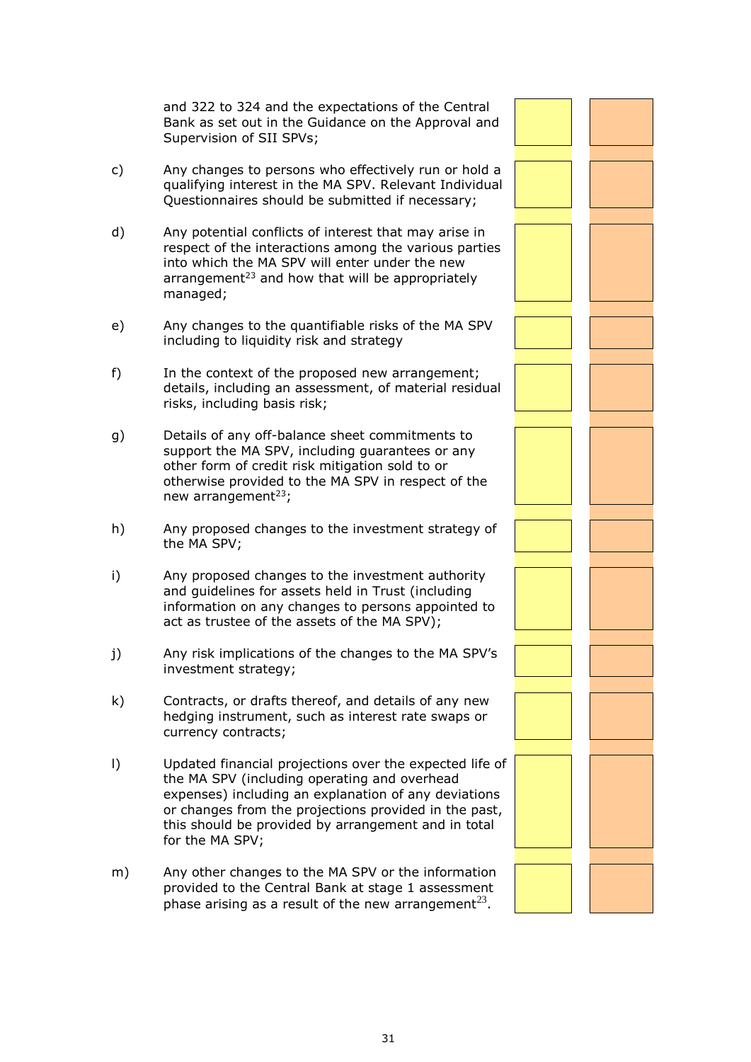and 322 to 324 and the expectations of the Central Bank as set out in the Guidance on the Approval and Supervision of SII SPVs;

c) Any changes to persons who effectively run or hold a qualifying interest in the MA SPV. Relevant Individual Questionnaires should be submitted if necessary;

d) Any potential conflicts of interest that may arise in respect of the interactions among the various parties into which the MA SPV will enter under the new arrangement[23] and how that will be appropriately managed;

e) Any changes to the quantifiable risks of the MA SPV including to liquidity risk and strategy

f) In the context of the proposed new arrangement; details, including an assessment, of material residual risks, including basis risk;

g) Details of any off-balance sheet commitments to support the MA SPV, including guarantees or any other form of credit risk mitigation sold to or otherwise provided to the MA SPV in respect of the new arrangement[23];

h) Any proposed changes to the investment strategy of the MA SPV;

i) Any proposed changes to the investment authority and guidelines for assets held in Trust (including information on any changes to persons appointed to act as trustee of the assets of the MA SPV);

j) Any risk implications of the changes to the MA SPV's investment strategy;

k) Contracts, or drafts thereof, and details of any new hedging instrument, such as interest rate swaps or currency contracts;

l) Updated financial projections over the expected life of the MA SPV (including operating and overhead expenses) including an explanation of any deviations or changes from the projections provided in the past, this should be provided by arrangement and in total for the MA SPV;

m) Any other changes to the MA SPV or the information provided to the Central Bank at stage 1 assessment phase arising as a result of the new arrangement[23].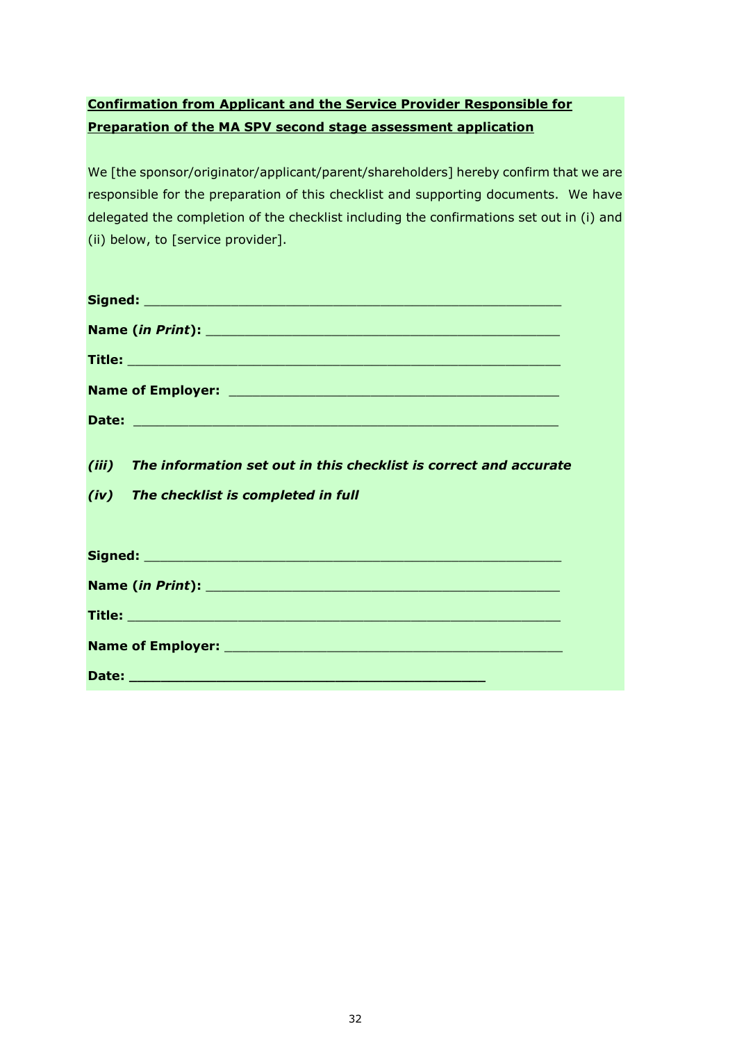**<u>Confirmation from Applicant and the Service Provider Responsible for Preparation of the MA SPV second stage assessment application</u>**

We [the sponsor/originator/applicant/parent/shareholders] hereby confirm that we are responsible for the preparation of this checklist and supporting documents. We have delegated the completion of the checklist including the confirmations set out in (i) and (ii) below, to [service provider].

**Signed:** _______________________________________________

**Name (*in Print*):** _______________________________________

**Title:** _________________________________________________

**Name of Employer:** _____________________________________

**Date:** _________________________________________________

***(iii) The information set out in this checklist is correct and accurate***

***(iv) The checklist is completed in full***

**Signed:** _______________________________________________

**Name (*in Print*):** _______________________________________

**Title:** _________________________________________________

**Name of Employer:** _____________________________________

**Date:** _______________________________________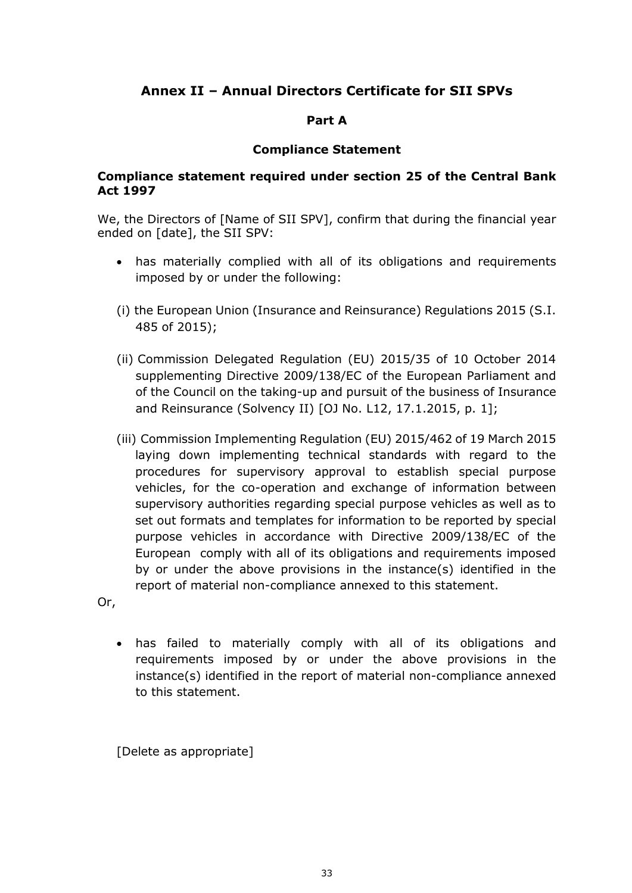## Annex II – Annual Directors Certificate for SII SPVs

### Part A

### Compliance Statement

**Compliance statement required under section 25 of the Central Bank Act 1997**

We, the Directors of [Name of SII SPV], confirm that during the financial year ended on [date], the SII SPV:

- has materially complied with all of its obligations and requirements imposed by or under the following:

  (i) the European Union (Insurance and Reinsurance) Regulations 2015 (S.I. 485 of 2015);

  (ii) Commission Delegated Regulation (EU) 2015/35 of 10 October 2014 supplementing Directive 2009/138/EC of the European Parliament and of the Council on the taking-up and pursuit of the business of Insurance and Reinsurance (Solvency II) [OJ No. L12, 17.1.2015, p. 1];

  (iii) Commission Implementing Regulation (EU) 2015/462 of 19 March 2015 laying down implementing technical standards with regard to the procedures for supervisory approval to establish special purpose vehicles, for the co-operation and exchange of information between supervisory authorities regarding special purpose vehicles as well as to set out formats and templates for information to be reported by special purpose vehicles in accordance with Directive 2009/138/EC of the European comply with all of its obligations and requirements imposed by or under the above provisions in the instance(s) identified in the report of material non-compliance annexed to this statement.

Or,

- has failed to materially comply with all of its obligations and requirements imposed by or under the above provisions in the instance(s) identified in the report of material non-compliance annexed to this statement.

[Delete as appropriate]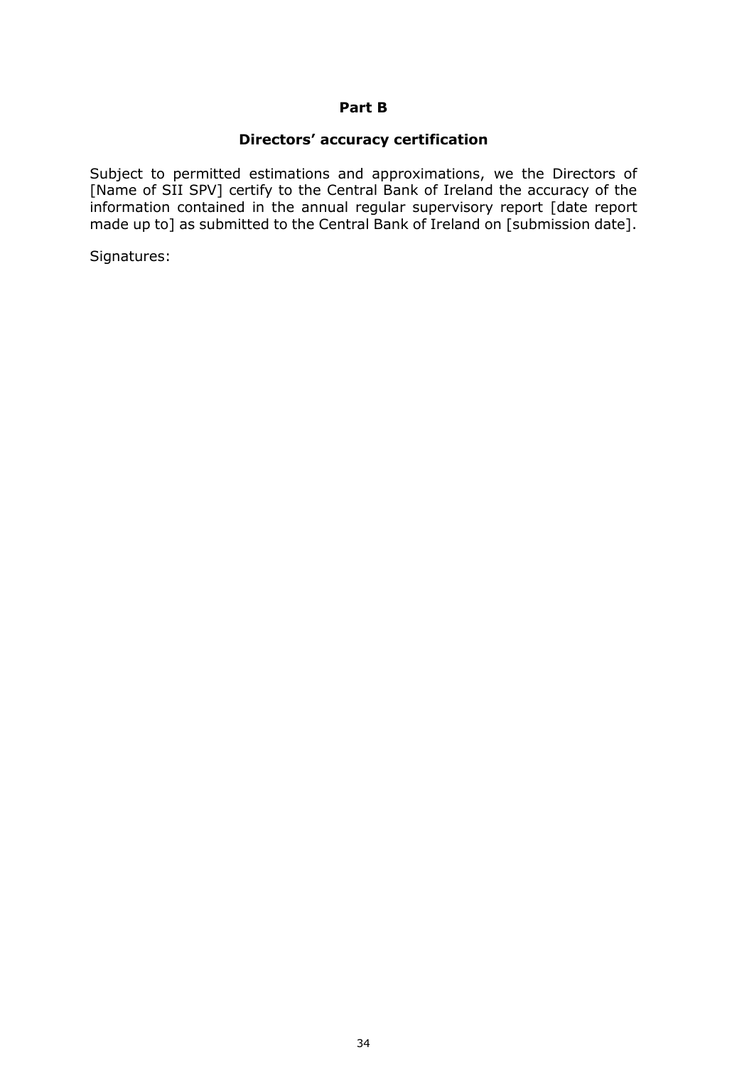## Part B

### Directors' accuracy certification

Subject to permitted estimations and approximations, we the Directors of [Name of SII SPV] certify to the Central Bank of Ireland the accuracy of the information contained in the annual regular supervisory report [date report made up to] as submitted to the Central Bank of Ireland on [submission date].

Signatures: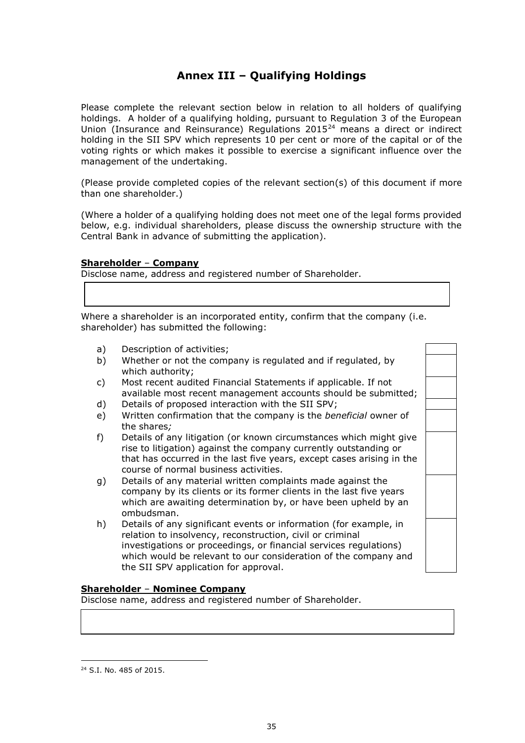# Annex III – Qualifying Holdings

Please complete the relevant section below in relation to all holders of qualifying holdings. A holder of a qualifying holding, pursuant to Regulation 3 of the European Union (Insurance and Reinsurance) Regulations 2015[24] means a direct or indirect holding in the SII SPV which represents 10 per cent or more of the capital or of the voting rights or which makes it possible to exercise a significant influence over the management of the undertaking.

(Please provide completed copies of the relevant section(s) of this document if more than one shareholder.)

(Where a holder of a qualifying holding does not meet one of the legal forms provided below, e.g. individual shareholders, please discuss the ownership structure with the Central Bank in advance of submitting the application).

**Shareholder – Company**

Disclose name, address and registered number of Shareholder.

| |
|---|
| |

Where a shareholder is an incorporated entity, confirm that the company (i.e. shareholder) has submitted the following:

| | | |
|---|---|---|
| a) | Description of activities; | |
| b) | Whether or not the company is regulated and if regulated, by which authority; | |
| c) | Most recent audited Financial Statements if applicable. If not available most recent management accounts should be submitted; | |
| d) | Details of proposed interaction with the SII SPV; | |
| e) | Written confirmation that the company is the *beneficial* owner of the shares; | |
| f) | Details of any litigation (or known circumstances which might give rise to litigation) against the company currently outstanding or that has occurred in the last five years, except cases arising in the course of normal business activities. | |
| g) | Details of any material written complaints made against the company by its clients or its former clients in the last five years which are awaiting determination by, or have been upheld by an ombudsman. | |
| h) | Details of any significant events or information (for example, in relation to insolvency, reconstruction, civil or criminal investigations or proceedings, or financial services regulations) which would be relevant to our consideration of the company and the SII SPV application for approval. | |

**Shareholder – Nominee Company**

Disclose name, address and registered number of Shareholder.

| |
|---|
| |

[24] S.I. No. 485 of 2015.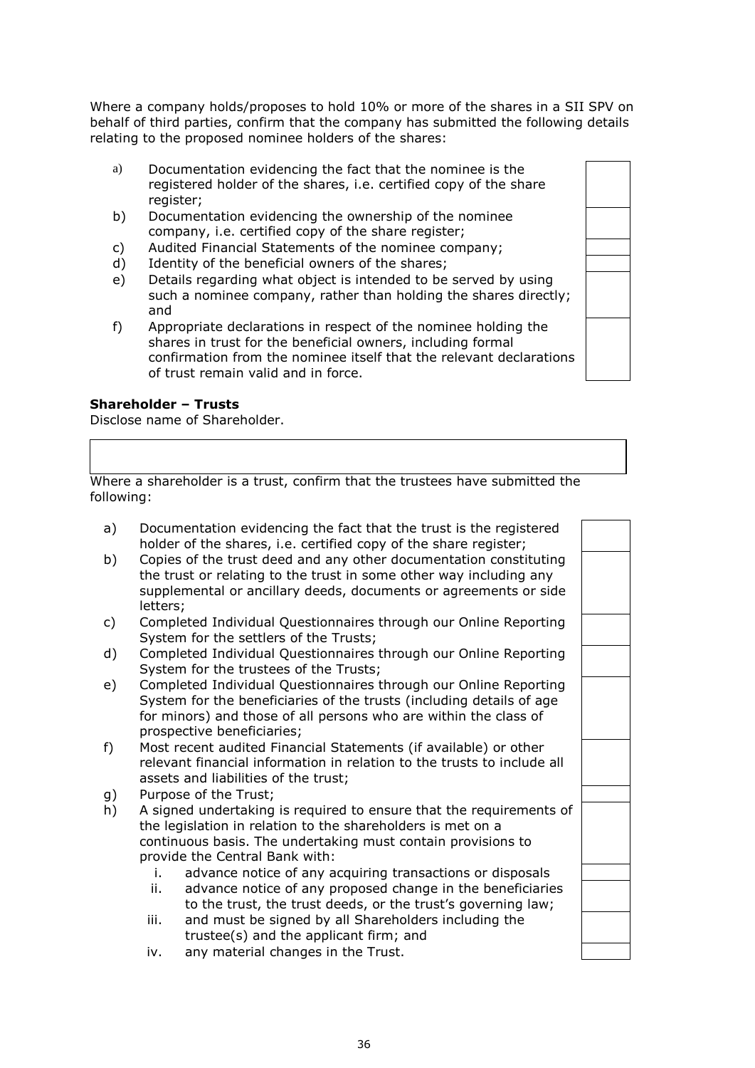Where a company holds/proposes to hold 10% or more of the shares in a SII SPV on behalf of third parties, confirm that the company has submitted the following details relating to the proposed nominee holders of the shares:

| | | |
|---|---|---|
| a) | Documentation evidencing the fact that the nominee is the registered holder of the shares, i.e. certified copy of the share register; | |
| b) | Documentation evidencing the ownership of the nominee company, i.e. certified copy of the share register; | |
| c) | Audited Financial Statements of the nominee company; | |
| d) | Identity of the beneficial owners of the shares; | |
| e) | Details regarding what object is intended to be served by using such a nominee company, rather than holding the shares directly; and | |
| f) | Appropriate declarations in respect of the nominee holding the shares in trust for the beneficial owners, including formal confirmation from the nominee itself that the relevant declarations of trust remain valid and in force. | |

**Shareholder – Trusts**

Disclose name of Shareholder.

| |
|---|
| |

Where a shareholder is a trust, confirm that the trustees have submitted the following:

| | | |
|---|---|---|
| a) | Documentation evidencing the fact that the trust is the registered holder of the shares, i.e. certified copy of the share register; | |
| b) | Copies of the trust deed and any other documentation constituting the trust or relating to the trust in some other way including any supplemental or ancillary deeds, documents or agreements or side letters; | |
| c) | Completed Individual Questionnaires through our Online Reporting System for the settlers of the Trusts; | |
| d) | Completed Individual Questionnaires through our Online Reporting System for the trustees of the Trusts; | |
| e) | Completed Individual Questionnaires through our Online Reporting System for the beneficiaries of the trusts (including details of age for minors) and those of all persons who are within the class of prospective beneficiaries; | |
| f) | Most recent audited Financial Statements (if available) or other relevant financial information in relation to the trusts to include all assets and liabilities of the trust; | |
| g) | Purpose of the Trust; | |
| h) | A signed undertaking is required to ensure that the requirements of the legislation in relation to the shareholders is met on a continuous basis. The undertaking must contain provisions to provide the Central Bank with: | |
| i. | advance notice of any acquiring transactions or disposals | |
| ii. | advance notice of any proposed change in the beneficiaries to the trust, the trust deeds, or the trust's governing law; | |
| iii. | and must be signed by all Shareholders including the trustee(s) and the applicant firm; and | |
| iv. | any material changes in the Trust. | |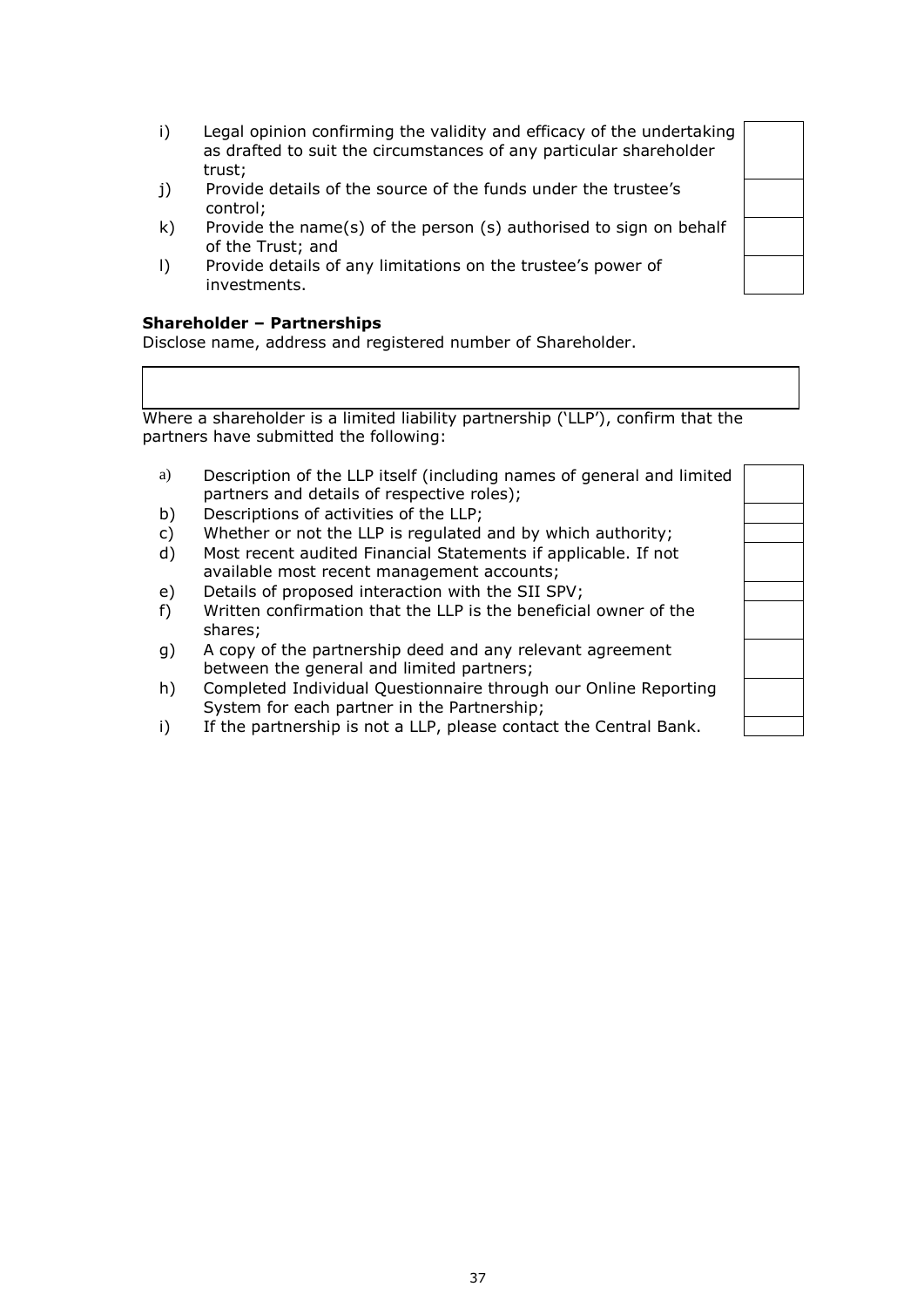i) Legal opinion confirming the validity and efficacy of the undertaking as drafted to suit the circumstances of any particular shareholder trust;

j) Provide details of the source of the funds under the trustee's control;

k) Provide the name(s) of the person (s) authorised to sign on behalf of the Trust; and

l) Provide details of any limitations on the trustee's power of investments.

**Shareholder – Partnerships**

Disclose name, address and registered number of Shareholder.

| |
|---|
| |

Where a shareholder is a limited liability partnership ('LLP'), confirm that the partners have submitted the following:

a) Description of the LLP itself (including names of general and limited partners and details of respective roles);

b) Descriptions of activities of the LLP;

c) Whether or not the LLP is regulated and by which authority;

d) Most recent audited Financial Statements if applicable. If not available most recent management accounts;

e) Details of proposed interaction with the SII SPV;

f) Written confirmation that the LLP is the beneficial owner of the shares;

g) A copy of the partnership deed and any relevant agreement between the general and limited partners;

h) Completed Individual Questionnaire through our Online Reporting System for each partner in the Partnership;

i) If the partnership is not a LLP, please contact the Central Bank.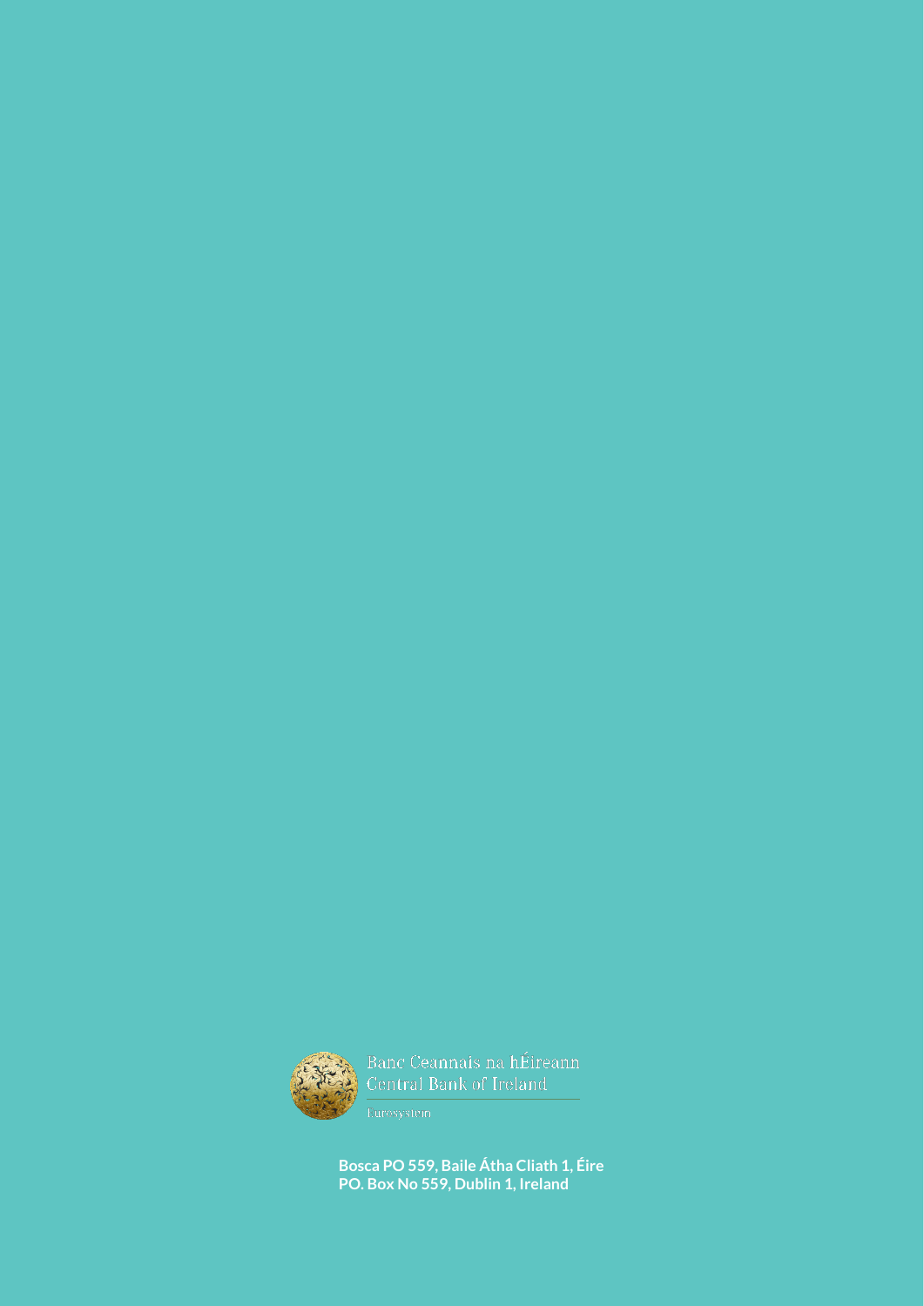Banc Ceannais na hÉireann
Central Bank of Ireland

Eurosystem

**Bosca PO 559, Baile Átha Cliath 1, Éire**
**PO. Box No 559, Dublin 1, Ireland**